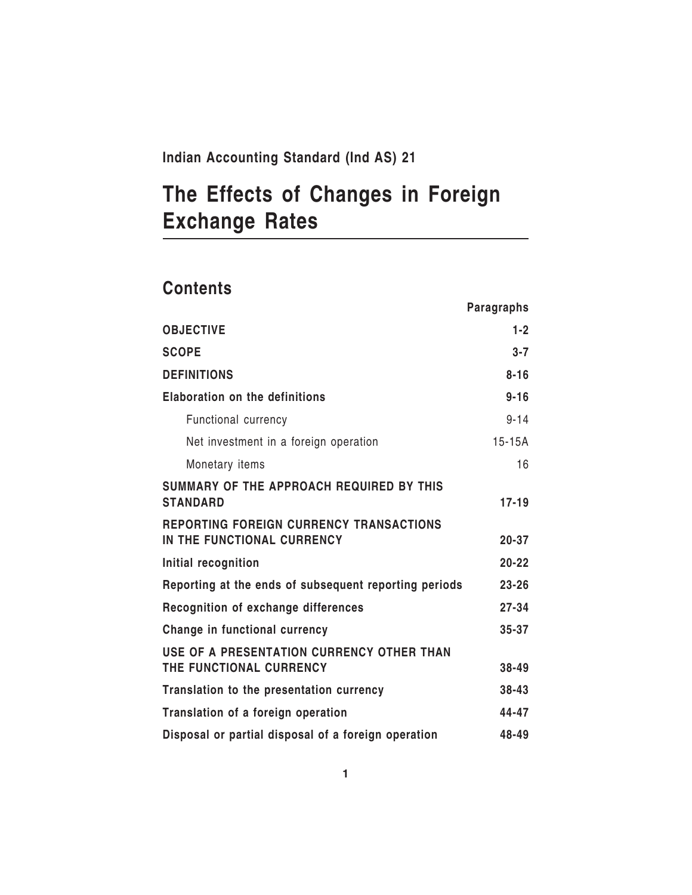**Indian Accounting Standard (Ind AS) 21**

# The Effects of Changes in Foreign Exchange Rates

## Contents

| | Paragraphs |
|---|---|
| **OBJECTIVE** | **1-2** |
| **SCOPE** | **3-7** |
| **DEFINITIONS** | **8-16** |
| **Elaboration on the definitions** | **9-16** |
| Functional currency | 9-14 |
| Net investment in a foreign operation | 15-15A |
| Monetary items | 16 |
| **SUMMARY OF THE APPROACH REQUIRED BY THIS STANDARD** | **17-19** |
| **REPORTING FOREIGN CURRENCY TRANSACTIONS IN THE FUNCTIONAL CURRENCY** | **20-37** |
| **Initial recognition** | **20-22** |
| **Reporting at the ends of subsequent reporting periods** | **23-26** |
| **Recognition of exchange differences** | **27-34** |
| **Change in functional currency** | **35-37** |
| **USE OF A PRESENTATION CURRENCY OTHER THAN THE FUNCTIONAL CURRENCY** | **38-49** |
| **Translation to the presentation currency** | **38-43** |
| **Translation of a foreign operation** | **44-47** |
| **Disposal or partial disposal of a foreign operation** | **48-49** |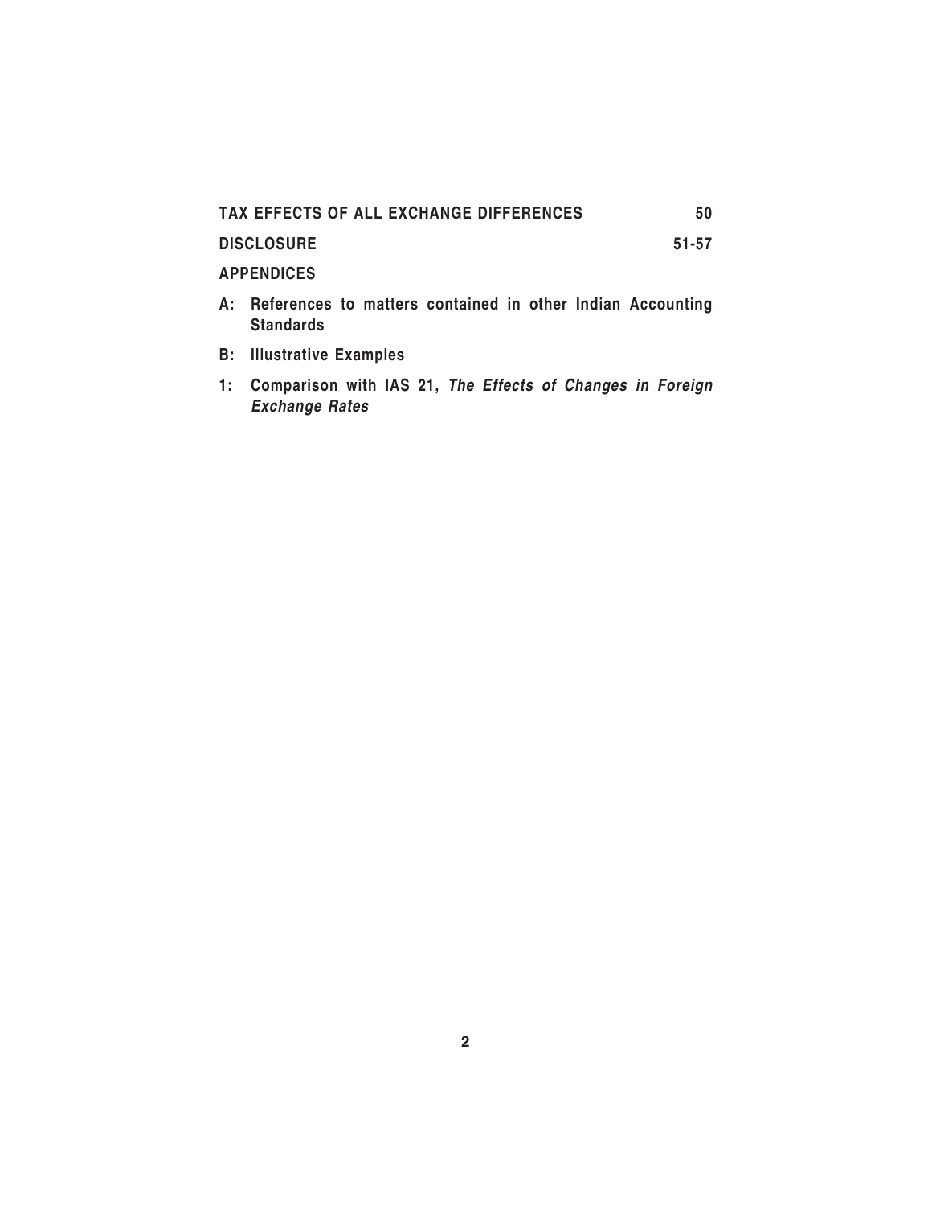| | |
|---|---|
| **TAX EFFECTS OF ALL EXCHANGE DIFFERENCES** | **50** |
| **DISCLOSURE** | **51-57** |

**APPENDICES**

**A: References to matters contained in other Indian Accounting Standards**

**B: Illustrative Examples**

**1: Comparison with IAS 21, *The Effects of Changes in Foreign Exchange Rates***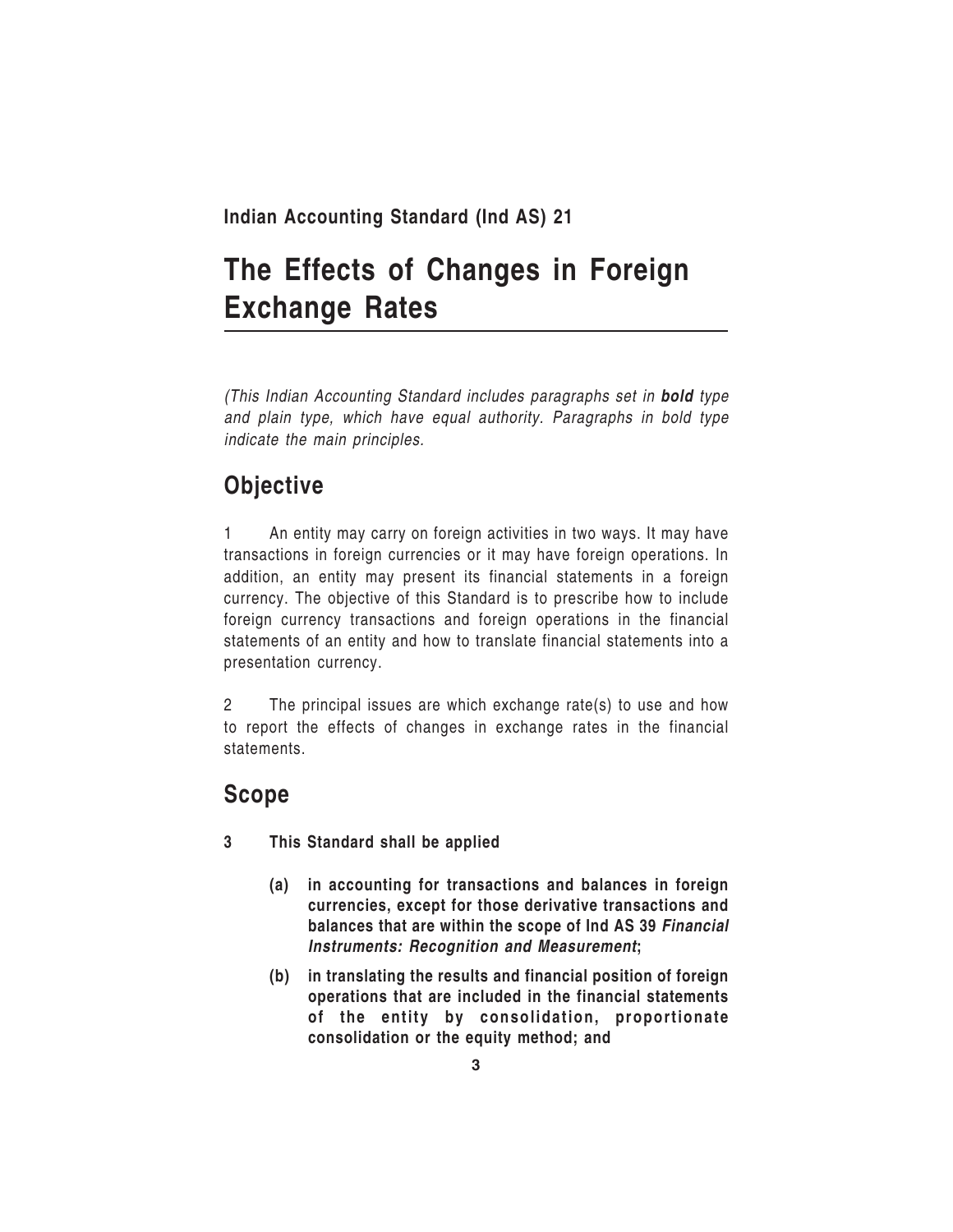**Indian Accounting Standard (Ind AS) 21**

# The Effects of Changes in Foreign Exchange Rates

*(This Indian Accounting Standard includes paragraphs set in* ***bold*** *type and plain type, which have equal authority. Paragraphs in bold type indicate the main principles.*

## Objective

1 An entity may carry on foreign activities in two ways. It may have transactions in foreign currencies or it may have foreign operations. In addition, an entity may present its financial statements in a foreign currency. The objective of this Standard is to prescribe how to include foreign currency transactions and foreign operations in the financial statements of an entity and how to translate financial statements into a presentation currency.

2 The principal issues are which exchange rate(s) to use and how to report the effects of changes in exchange rates in the financial statements.

## Scope

**3 This Standard shall be applied**

- **(a) in accounting for transactions and balances in foreign currencies, except for those derivative transactions and balances that are within the scope of Ind AS 39** ***Financial Instruments: Recognition and Measurement*****;**

- **(b) in translating the results and financial position of foreign operations that are included in the financial statements of the entity by consolidation, proportionate consolidation or the equity method; and**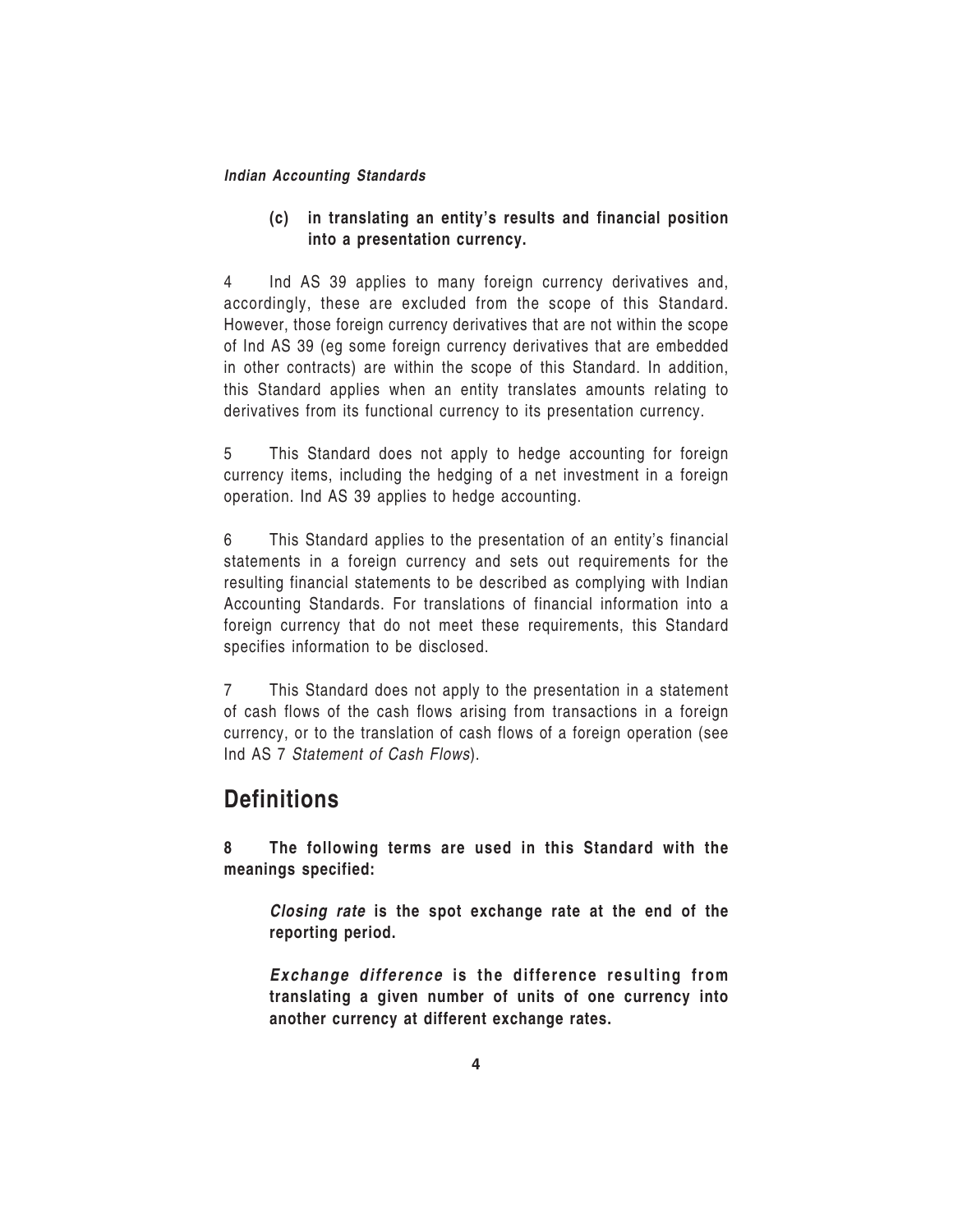**(c) in translating an entity's results and financial position into a presentation currency.**

4 Ind AS 39 applies to many foreign currency derivatives and, accordingly, these are excluded from the scope of this Standard. However, those foreign currency derivatives that are not within the scope of Ind AS 39 (eg some foreign currency derivatives that are embedded in other contracts) are within the scope of this Standard. In addition, this Standard applies when an entity translates amounts relating to derivatives from its functional currency to its presentation currency.

5 This Standard does not apply to hedge accounting for foreign currency items, including the hedging of a net investment in a foreign operation. Ind AS 39 applies to hedge accounting.

6 This Standard applies to the presentation of an entity's financial statements in a foreign currency and sets out requirements for the resulting financial statements to be described as complying with Indian Accounting Standards. For translations of financial information into a foreign currency that do not meet these requirements, this Standard specifies information to be disclosed.

7 This Standard does not apply to the presentation in a statement of cash flows of the cash flows arising from transactions in a foreign currency, or to the translation of cash flows of a foreign operation (see Ind AS 7 *Statement of Cash Flows*).

## Definitions

**8 The following terms are used in this Standard with the meanings specified:**

> ***Closing rate*** **is the spot exchange rate at the end of the reporting period.**
>
> ***Exchange difference*** **is the difference resulting from translating a given number of units of one currency into another currency at different exchange rates.**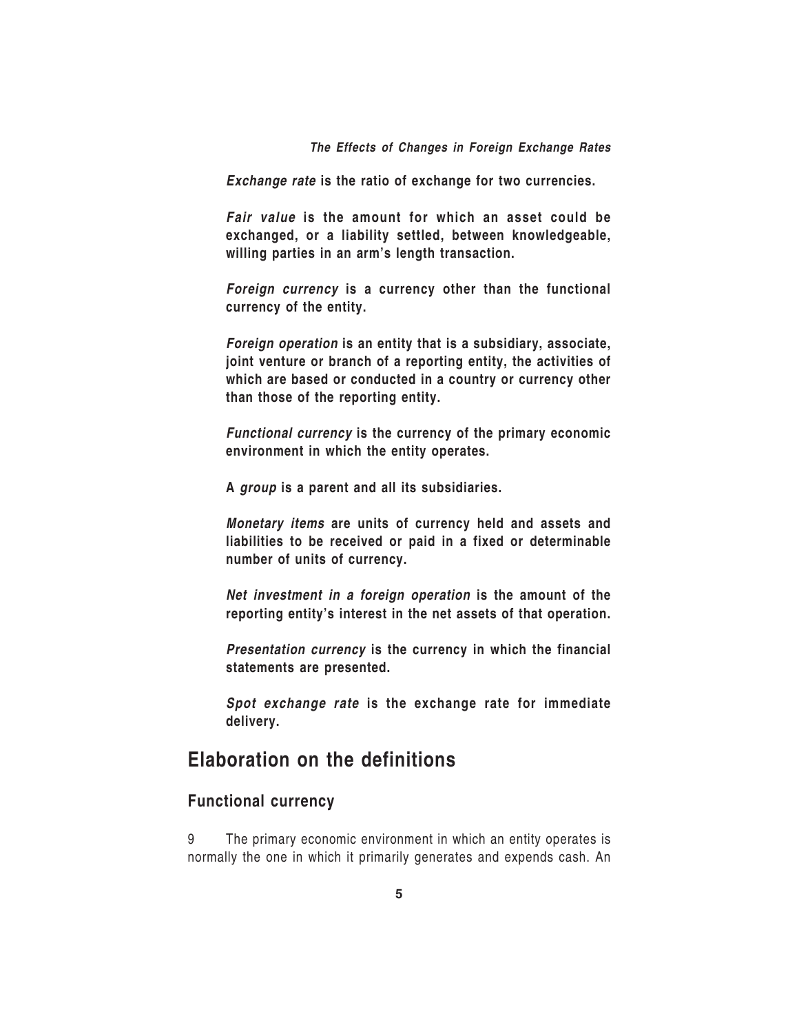***Exchange rate*** **is the ratio of exchange for two currencies.**

***Fair value*** **is the amount for which an asset could be exchanged, or a liability settled, between knowledgeable, willing parties in an arm's length transaction.**

***Foreign currency*** **is a currency other than the functional currency of the entity.**

***Foreign operation*** **is an entity that is a subsidiary, associate, joint venture or branch of a reporting entity, the activities of which are based or conducted in a country or currency other than those of the reporting entity.**

***Functional currency*** **is the currency of the primary economic environment in which the entity operates.**

**A** ***group*** **is a parent and all its subsidiaries.**

***Monetary items*** **are units of currency held and assets and liabilities to be received or paid in a fixed or determinable number of units of currency.**

***Net investment in a foreign operation*** **is the amount of the reporting entity's interest in the net assets of that operation.**

***Presentation currency*** **is the currency in which the financial statements are presented.**

***Spot exchange rate*** **is the exchange rate for immediate delivery.**

## Elaboration on the definitions

### Functional currency

9 The primary economic environment in which an entity operates is normally the one in which it primarily generates and expends cash. An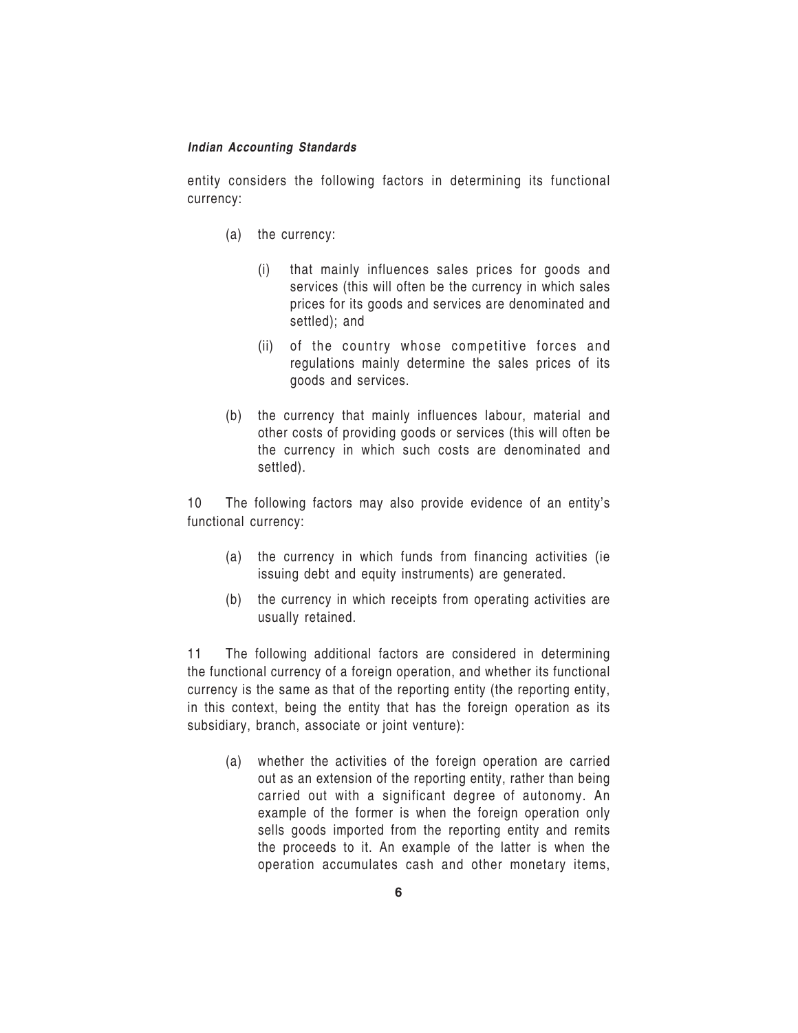entity considers the following factors in determining its functional currency:

(a) the currency:

  (i) that mainly influences sales prices for goods and services (this will often be the currency in which sales prices for its goods and services are denominated and settled); and

  (ii) of the country whose competitive forces and regulations mainly determine the sales prices of its goods and services.

(b) the currency that mainly influences labour, material and other costs of providing goods or services (this will often be the currency in which such costs are denominated and settled).

10 The following factors may also provide evidence of an entity's functional currency:

(a) the currency in which funds from financing activities (ie issuing debt and equity instruments) are generated.

(b) the currency in which receipts from operating activities are usually retained.

11 The following additional factors are considered in determining the functional currency of a foreign operation, and whether its functional currency is the same as that of the reporting entity (the reporting entity, in this context, being the entity that has the foreign operation as its subsidiary, branch, associate or joint venture):

(a) whether the activities of the foreign operation are carried out as an extension of the reporting entity, rather than being carried out with a significant degree of autonomy. An example of the former is when the foreign operation only sells goods imported from the reporting entity and remits the proceeds to it. An example of the latter is when the operation accumulates cash and other monetary items,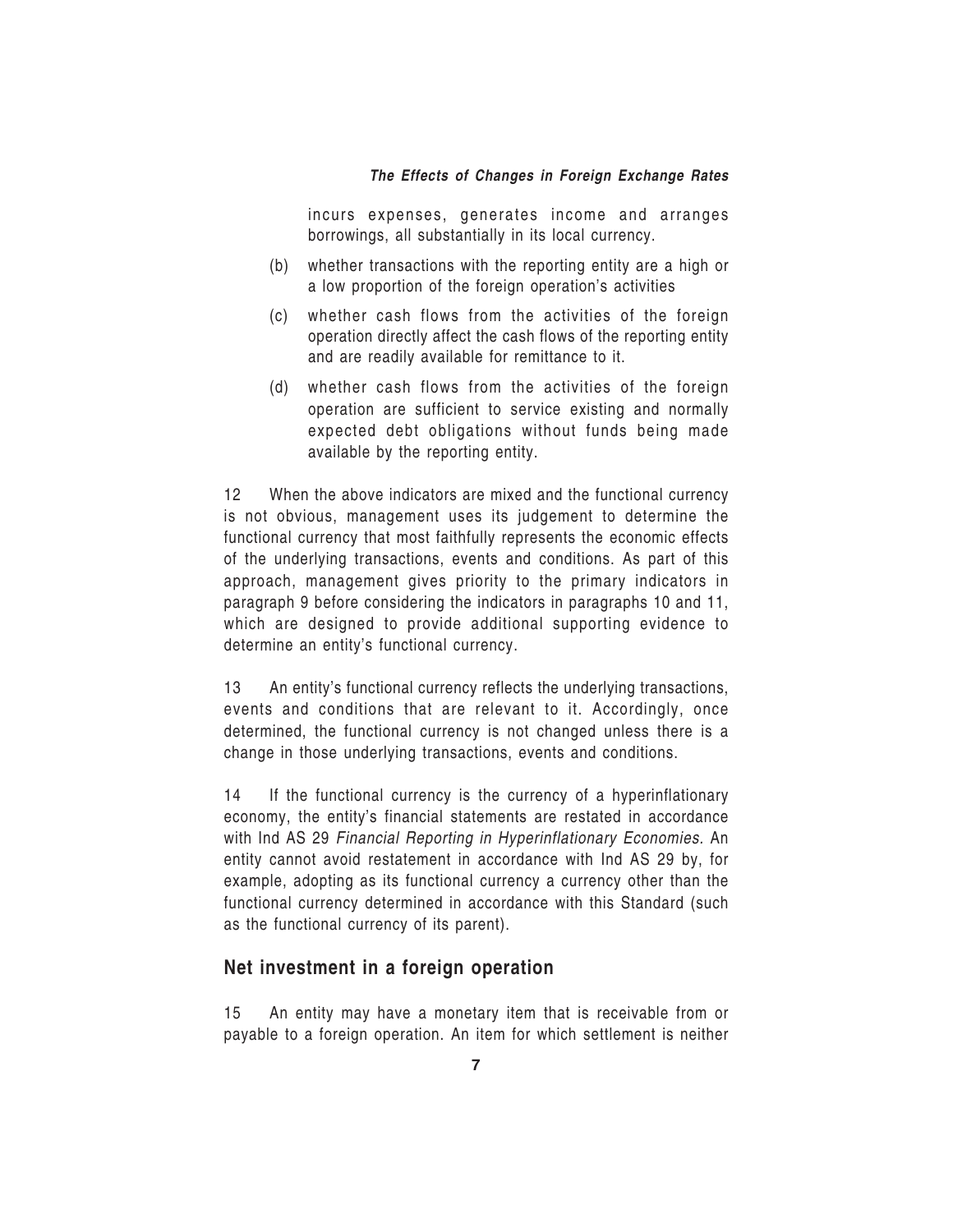incurs expenses, generates income and arranges borrowings, all substantially in its local currency.

(b) whether transactions with the reporting entity are a high or a low proportion of the foreign operation's activities

(c) whether cash flows from the activities of the foreign operation directly affect the cash flows of the reporting entity and are readily available for remittance to it.

(d) whether cash flows from the activities of the foreign operation are sufficient to service existing and normally expected debt obligations without funds being made available by the reporting entity.

12 When the above indicators are mixed and the functional currency is not obvious, management uses its judgement to determine the functional currency that most faithfully represents the economic effects of the underlying transactions, events and conditions. As part of this approach, management gives priority to the primary indicators in paragraph 9 before considering the indicators in paragraphs 10 and 11, which are designed to provide additional supporting evidence to determine an entity's functional currency.

13 An entity's functional currency reflects the underlying transactions, events and conditions that are relevant to it. Accordingly, once determined, the functional currency is not changed unless there is a change in those underlying transactions, events and conditions.

14 If the functional currency is the currency of a hyperinflationary economy, the entity's financial statements are restated in accordance with Ind AS 29 *Financial Reporting in Hyperinflationary Economies.* An entity cannot avoid restatement in accordance with Ind AS 29 by, for example, adopting as its functional currency a currency other than the functional currency determined in accordance with this Standard (such as the functional currency of its parent).

## Net investment in a foreign operation

15 An entity may have a monetary item that is receivable from or payable to a foreign operation. An item for which settlement is neither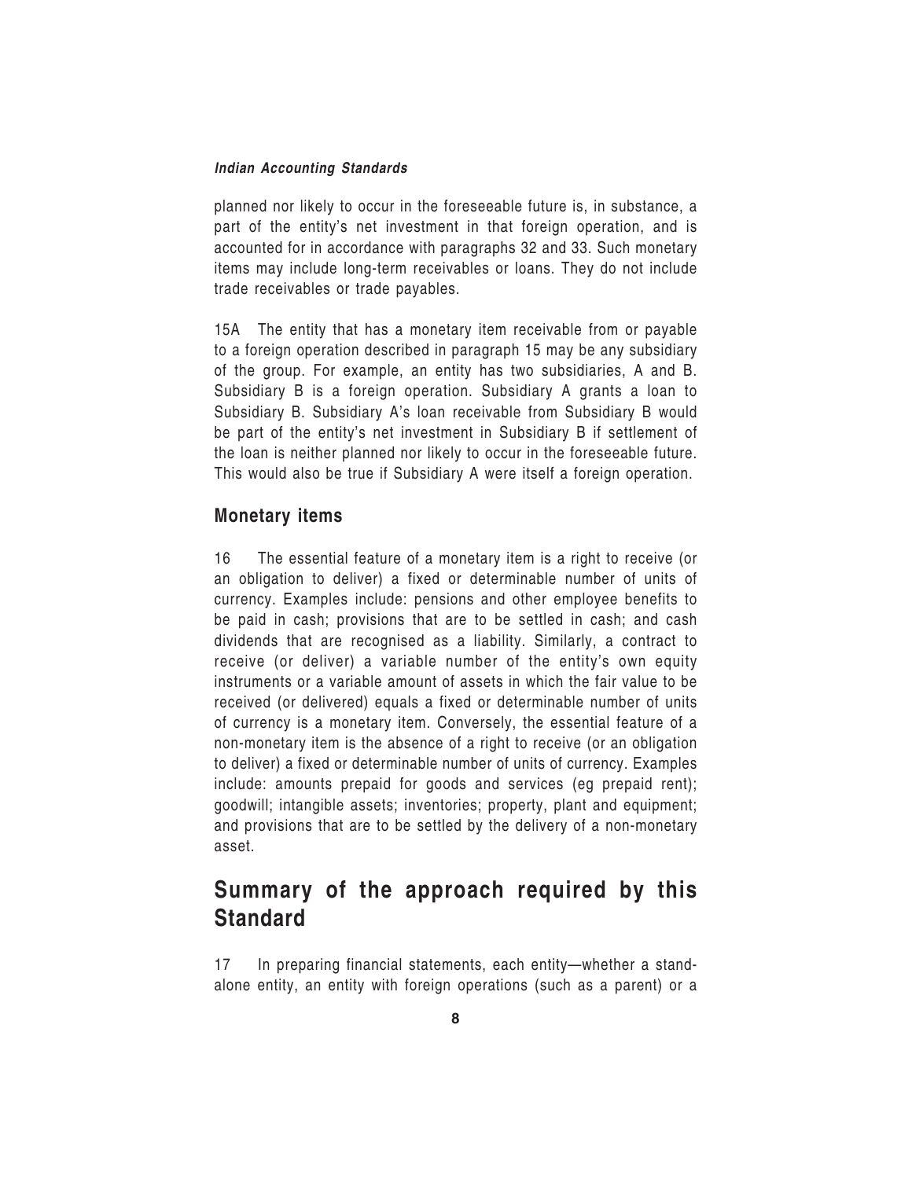planned nor likely to occur in the foreseeable future is, in substance, a part of the entity's net investment in that foreign operation, and is accounted for in accordance with paragraphs 32 and 33. Such monetary items may include long-term receivables or loans. They do not include trade receivables or trade payables.

15A The entity that has a monetary item receivable from or payable to a foreign operation described in paragraph 15 may be any subsidiary of the group. For example, an entity has two subsidiaries, A and B. Subsidiary B is a foreign operation. Subsidiary A grants a loan to Subsidiary B. Subsidiary A's loan receivable from Subsidiary B would be part of the entity's net investment in Subsidiary B if settlement of the loan is neither planned nor likely to occur in the foreseeable future. This would also be true if Subsidiary A were itself a foreign operation.

### Monetary items

16 The essential feature of a monetary item is a right to receive (or an obligation to deliver) a fixed or determinable number of units of currency. Examples include: pensions and other employee benefits to be paid in cash; provisions that are to be settled in cash; and cash dividends that are recognised as a liability. Similarly, a contract to receive (or deliver) a variable number of the entity's own equity instruments or a variable amount of assets in which the fair value to be received (or delivered) equals a fixed or determinable number of units of currency is a monetary item. Conversely, the essential feature of a non-monetary item is the absence of a right to receive (or an obligation to deliver) a fixed or determinable number of units of currency. Examples include: amounts prepaid for goods and services (eg prepaid rent); goodwill; intangible assets; inventories; property, plant and equipment; and provisions that are to be settled by the delivery of a non-monetary asset.

## Summary of the approach required by this Standard

17 In preparing financial statements, each entity—whether a stand-alone entity, an entity with foreign operations (such as a parent) or a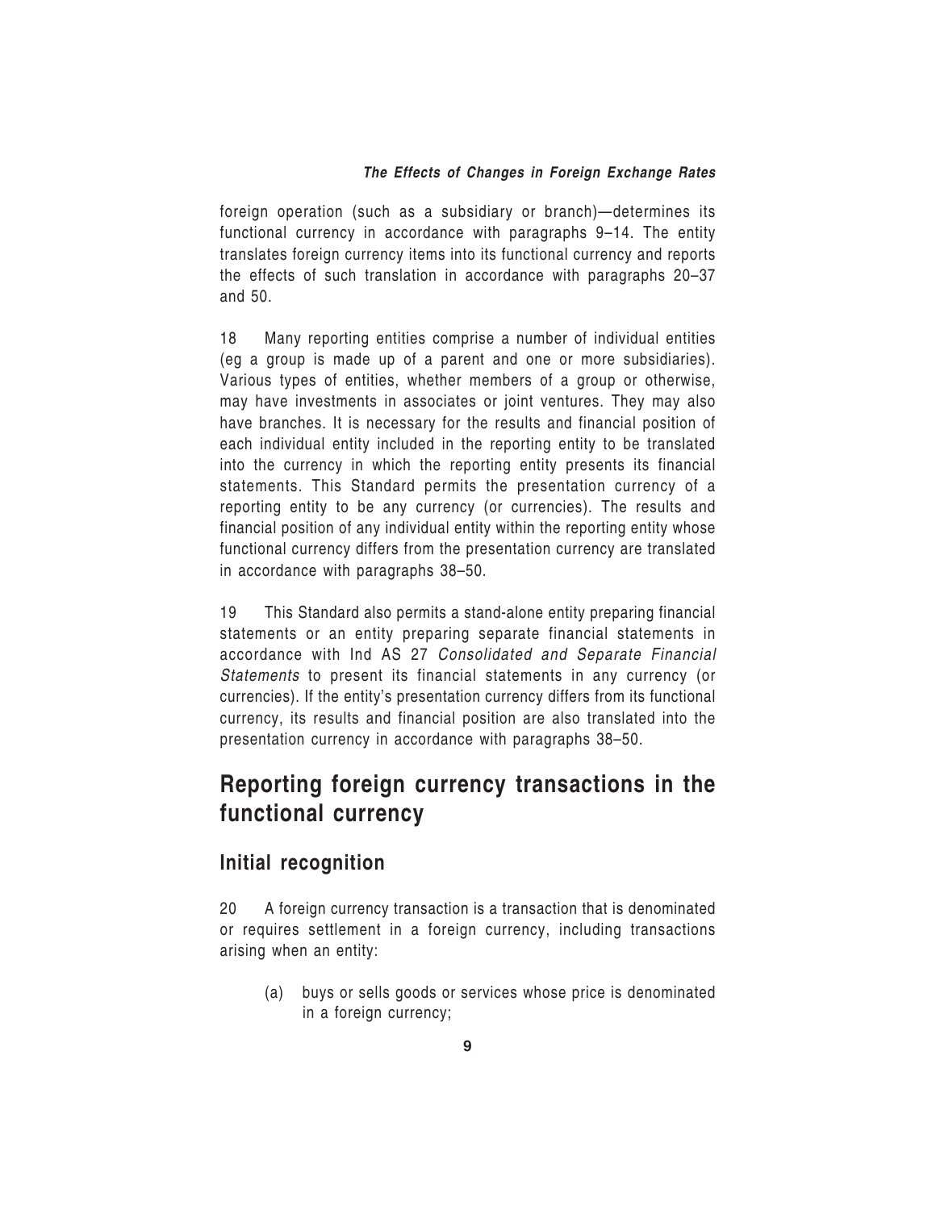foreign operation (such as a subsidiary or branch)—determines its functional currency in accordance with paragraphs 9–14. The entity translates foreign currency items into its functional currency and reports the effects of such translation in accordance with paragraphs 20–37 and 50.

18 Many reporting entities comprise a number of individual entities (eg a group is made up of a parent and one or more subsidiaries). Various types of entities, whether members of a group or otherwise, may have investments in associates or joint ventures. They may also have branches. It is necessary for the results and financial position of each individual entity included in the reporting entity to be translated into the currency in which the reporting entity presents its financial statements. This Standard permits the presentation currency of a reporting entity to be any currency (or currencies). The results and financial position of any individual entity within the reporting entity whose functional currency differs from the presentation currency are translated in accordance with paragraphs 38–50.

19 This Standard also permits a stand-alone entity preparing financial statements or an entity preparing separate financial statements in accordance with Ind AS 27 *Consolidated and Separate Financial Statements* to present its financial statements in any currency (or currencies). If the entity's presentation currency differs from its functional currency, its results and financial position are also translated into the presentation currency in accordance with paragraphs 38–50.

## Reporting foreign currency transactions in the functional currency

### Initial recognition

20 A foreign currency transaction is a transaction that is denominated or requires settlement in a foreign currency, including transactions arising when an entity:

(a) buys or sells goods or services whose price is denominated in a foreign currency;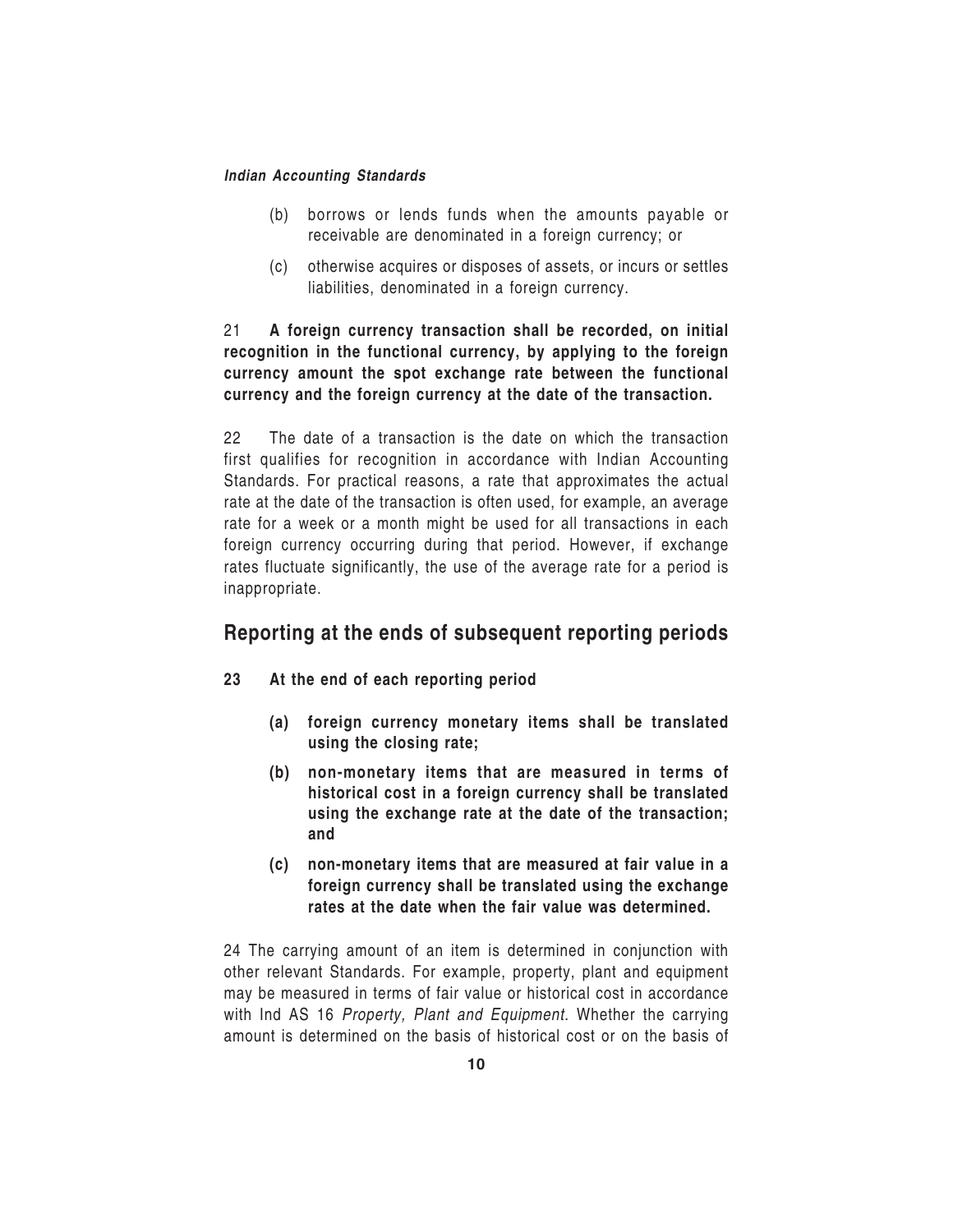(b) borrows or lends funds when the amounts payable or receivable are denominated in a foreign currency; or

(c) otherwise acquires or disposes of assets, or incurs or settles liabilities, denominated in a foreign currency.

21 **A foreign currency transaction shall be recorded, on initial recognition in the functional currency, by applying to the foreign currency amount the spot exchange rate between the functional currency and the foreign currency at the date of the transaction.**

22 The date of a transaction is the date on which the transaction first qualifies for recognition in accordance with Indian Accounting Standards. For practical reasons, a rate that approximates the actual rate at the date of the transaction is often used, for example, an average rate for a week or a month might be used for all transactions in each foreign currency occurring during that period. However, if exchange rates fluctuate significantly, the use of the average rate for a period is inappropriate.

## Reporting at the ends of subsequent reporting periods

**23 At the end of each reporting period**

**(a) foreign currency monetary items shall be translated using the closing rate;**

**(b) non-monetary items that are measured in terms of historical cost in a foreign currency shall be translated using the exchange rate at the date of the transaction; and**

**(c) non-monetary items that are measured at fair value in a foreign currency shall be translated using the exchange rates at the date when the fair value was determined.**

24 The carrying amount of an item is determined in conjunction with other relevant Standards. For example, property, plant and equipment may be measured in terms of fair value or historical cost in accordance with Ind AS 16 *Property, Plant and Equipment*. Whether the carrying amount is determined on the basis of historical cost or on the basis of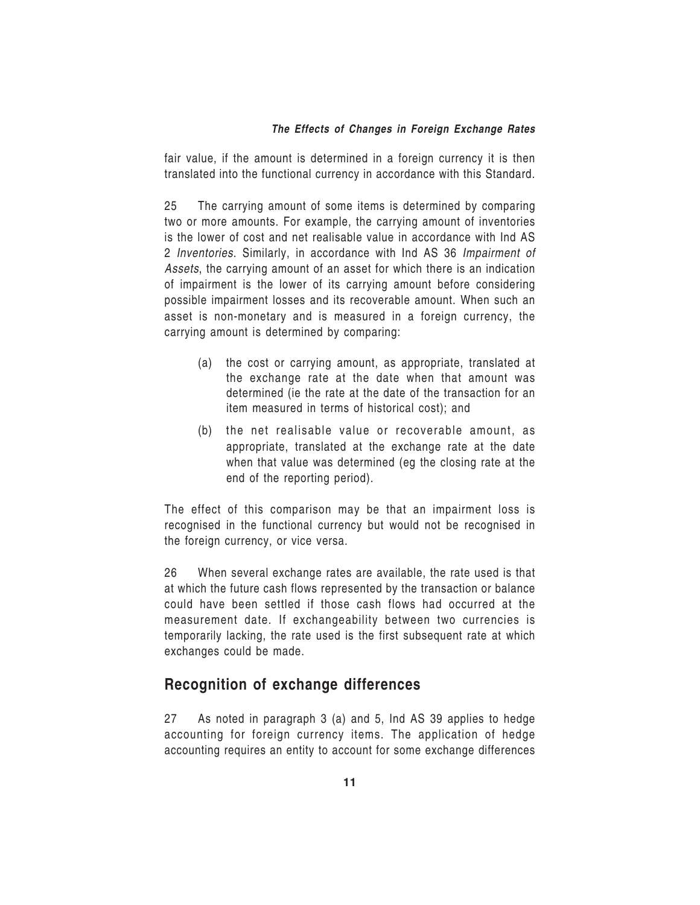fair value, if the amount is determined in a foreign currency it is then translated into the functional currency in accordance with this Standard.

25 The carrying amount of some items is determined by comparing two or more amounts. For example, the carrying amount of inventories is the lower of cost and net realisable value in accordance with Ind AS 2 *Inventories*. Similarly, in accordance with Ind AS 36 *Impairment of Assets*, the carrying amount of an asset for which there is an indication of impairment is the lower of its carrying amount before considering possible impairment losses and its recoverable amount. When such an asset is non-monetary and is measured in a foreign currency, the carrying amount is determined by comparing:

(a) the cost or carrying amount, as appropriate, translated at the exchange rate at the date when that amount was determined (ie the rate at the date of the transaction for an item measured in terms of historical cost); and

(b) the net realisable value or recoverable amount, as appropriate, translated at the exchange rate at the date when that value was determined (eg the closing rate at the end of the reporting period).

The effect of this comparison may be that an impairment loss is recognised in the functional currency but would not be recognised in the foreign currency, or vice versa.

26 When several exchange rates are available, the rate used is that at which the future cash flows represented by the transaction or balance could have been settled if those cash flows had occurred at the measurement date. If exchangeability between two currencies is temporarily lacking, the rate used is the first subsequent rate at which exchanges could be made.

## Recognition of exchange differences

27 As noted in paragraph 3 (a) and 5, Ind AS 39 applies to hedge accounting for foreign currency items. The application of hedge accounting requires an entity to account for some exchange differences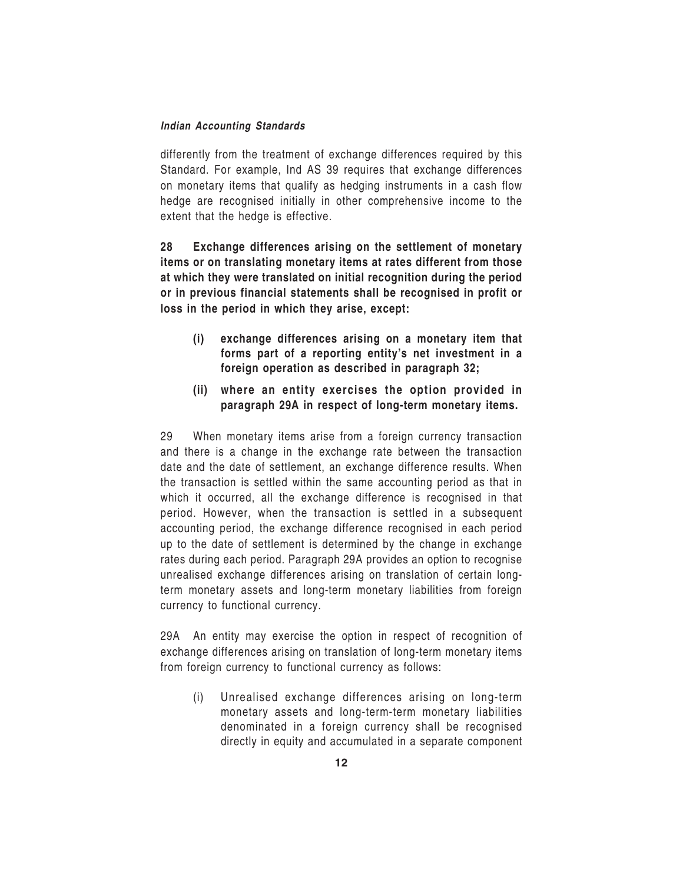differently from the treatment of exchange differences required by this Standard. For example, Ind AS 39 requires that exchange differences on monetary items that qualify as hedging instruments in a cash flow hedge are recognised initially in other comprehensive income to the extent that the hedge is effective.

**28 Exchange differences arising on the settlement of monetary items or on translating monetary items at rates different from those at which they were translated on initial recognition during the period or in previous financial statements shall be recognised in profit or loss in the period in which they arise, except:**

- **(i) exchange differences arising on a monetary item that forms part of a reporting entity's net investment in a foreign operation as described in paragraph 32;**
- **(ii) where an entity exercises the option provided in paragraph 29A in respect of long-term monetary items.**

29 When monetary items arise from a foreign currency transaction and there is a change in the exchange rate between the transaction date and the date of settlement, an exchange difference results. When the transaction is settled within the same accounting period as that in which it occurred, all the exchange difference is recognised in that period. However, when the transaction is settled in a subsequent accounting period, the exchange difference recognised in each period up to the date of settlement is determined by the change in exchange rates during each period. Paragraph 29A provides an option to recognise unrealised exchange differences arising on translation of certain long-term monetary assets and long-term monetary liabilities from foreign currency to functional currency.

29A An entity may exercise the option in respect of recognition of exchange differences arising on translation of long-term monetary items from foreign currency to functional currency as follows:

- (i) Unrealised exchange differences arising on long-term monetary assets and long-term-term monetary liabilities denominated in a foreign currency shall be recognised directly in equity and accumulated in a separate component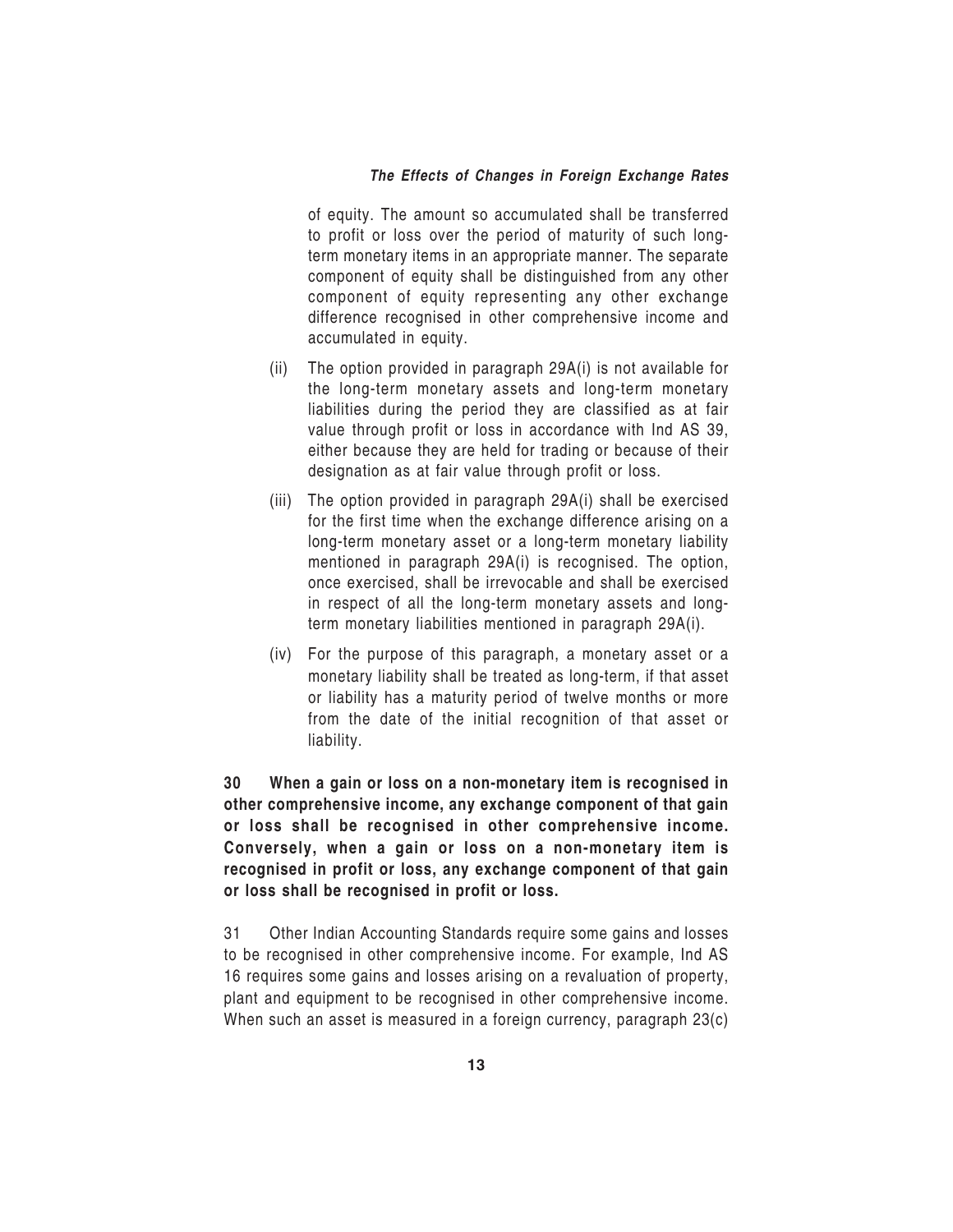of equity. The amount so accumulated shall be transferred to profit or loss over the period of maturity of such long-term monetary items in an appropriate manner. The separate component of equity shall be distinguished from any other component of equity representing any other exchange difference recognised in other comprehensive income and accumulated in equity.

(ii) The option provided in paragraph 29A(i) is not available for the long-term monetary assets and long-term monetary liabilities during the period they are classified as at fair value through profit or loss in accordance with Ind AS 39, either because they are held for trading or because of their designation as at fair value through profit or loss.

(iii) The option provided in paragraph 29A(i) shall be exercised for the first time when the exchange difference arising on a long-term monetary asset or a long-term monetary liability mentioned in paragraph 29A(i) is recognised. The option, once exercised, shall be irrevocable and shall be exercised in respect of all the long-term monetary assets and long-term monetary liabilities mentioned in paragraph 29A(i).

(iv) For the purpose of this paragraph, a monetary asset or a monetary liability shall be treated as long-term, if that asset or liability has a maturity period of twelve months or more from the date of the initial recognition of that asset or liability.

**30 When a gain or loss on a non-monetary item is recognised in other comprehensive income, any exchange component of that gain or loss shall be recognised in other comprehensive income. Conversely, when a gain or loss on a non-monetary item is recognised in profit or loss, any exchange component of that gain or loss shall be recognised in profit or loss.**

31 Other Indian Accounting Standards require some gains and losses to be recognised in other comprehensive income. For example, Ind AS 16 requires some gains and losses arising on a revaluation of property, plant and equipment to be recognised in other comprehensive income. When such an asset is measured in a foreign currency, paragraph 23(c)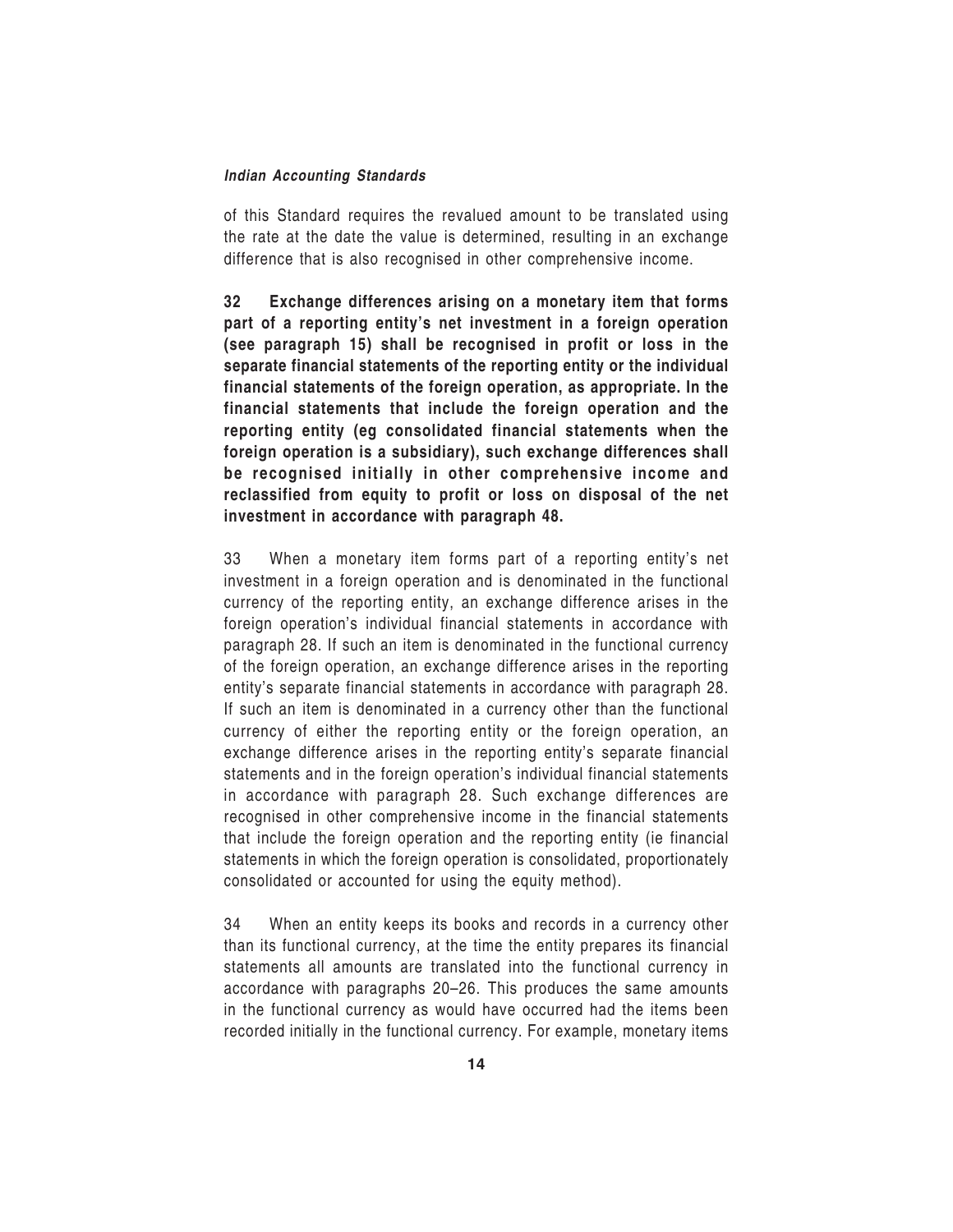of this Standard requires the revalued amount to be translated using the rate at the date the value is determined, resulting in an exchange difference that is also recognised in other comprehensive income.

**32 Exchange differences arising on a monetary item that forms part of a reporting entity's net investment in a foreign operation (see paragraph 15) shall be recognised in profit or loss in the separate financial statements of the reporting entity or the individual financial statements of the foreign operation, as appropriate. In the financial statements that include the foreign operation and the reporting entity (eg consolidated financial statements when the foreign operation is a subsidiary), such exchange differences shall be recognised initially in other comprehensive income and reclassified from equity to profit or loss on disposal of the net investment in accordance with paragraph 48.**

33 When a monetary item forms part of a reporting entity's net investment in a foreign operation and is denominated in the functional currency of the reporting entity, an exchange difference arises in the foreign operation's individual financial statements in accordance with paragraph 28. If such an item is denominated in the functional currency of the foreign operation, an exchange difference arises in the reporting entity's separate financial statements in accordance with paragraph 28. If such an item is denominated in a currency other than the functional currency of either the reporting entity or the foreign operation, an exchange difference arises in the reporting entity's separate financial statements and in the foreign operation's individual financial statements in accordance with paragraph 28. Such exchange differences are recognised in other comprehensive income in the financial statements that include the foreign operation and the reporting entity (ie financial statements in which the foreign operation is consolidated, proportionately consolidated or accounted for using the equity method).

34 When an entity keeps its books and records in a currency other than its functional currency, at the time the entity prepares its financial statements all amounts are translated into the functional currency in accordance with paragraphs 20–26. This produces the same amounts in the functional currency as would have occurred had the items been recorded initially in the functional currency. For example, monetary items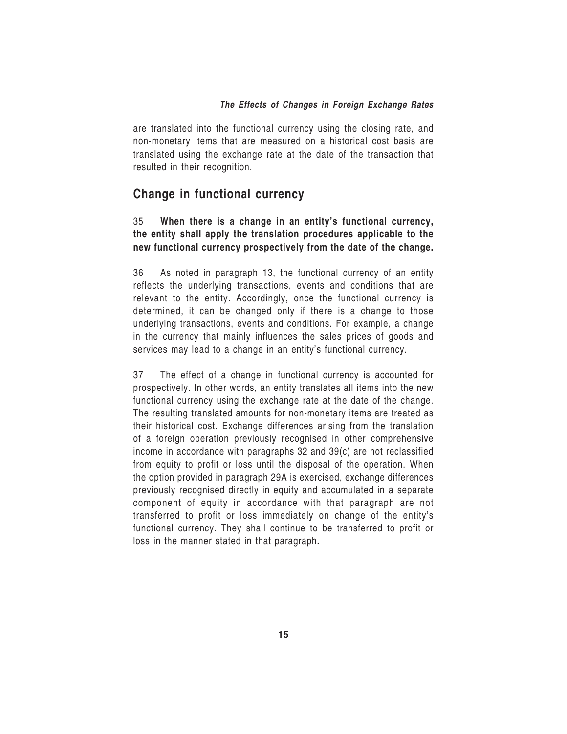are translated into the functional currency using the closing rate, and non-monetary items that are measured on a historical cost basis are translated using the exchange rate at the date of the transaction that resulted in their recognition.

## Change in functional currency

35 **When there is a change in an entity's functional currency, the entity shall apply the translation procedures applicable to the new functional currency prospectively from the date of the change.**

36 As noted in paragraph 13, the functional currency of an entity reflects the underlying transactions, events and conditions that are relevant to the entity. Accordingly, once the functional currency is determined, it can be changed only if there is a change to those underlying transactions, events and conditions. For example, a change in the currency that mainly influences the sales prices of goods and services may lead to a change in an entity's functional currency.

37 The effect of a change in functional currency is accounted for prospectively. In other words, an entity translates all items into the new functional currency using the exchange rate at the date of the change. The resulting translated amounts for non-monetary items are treated as their historical cost. Exchange differences arising from the translation of a foreign operation previously recognised in other comprehensive income in accordance with paragraphs 32 and 39(c) are not reclassified from equity to profit or loss until the disposal of the operation. When the option provided in paragraph 29A is exercised, exchange differences previously recognised directly in equity and accumulated in a separate component of equity in accordance with that paragraph are not transferred to profit or loss immediately on change of the entity's functional currency. They shall continue to be transferred to profit or loss in the manner stated in that paragraph.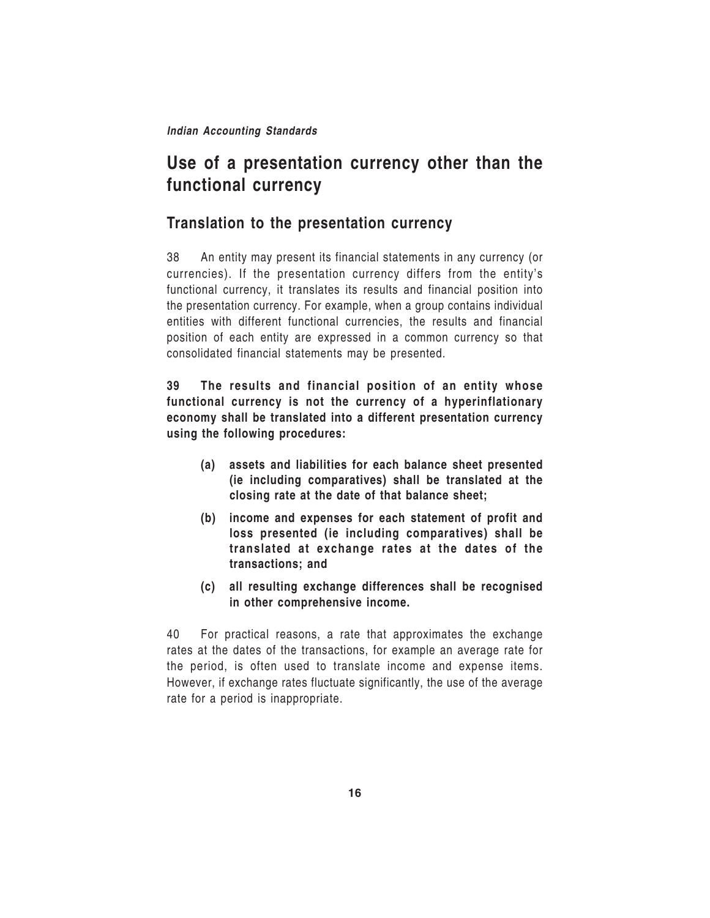## Use of a presentation currency other than the functional currency

### Translation to the presentation currency

38 An entity may present its financial statements in any currency (or currencies). If the presentation currency differs from the entity's functional currency, it translates its results and financial position into the presentation currency. For example, when a group contains individual entities with different functional currencies, the results and financial position of each entity are expressed in a common currency so that consolidated financial statements may be presented.

**39 The results and financial position of an entity whose functional currency is not the currency of a hyperinflationary economy shall be translated into a different presentation currency using the following procedures:**

**(a) assets and liabilities for each balance sheet presented (ie including comparatives) shall be translated at the closing rate at the date of that balance sheet;**

**(b) income and expenses for each statement of profit and loss presented (ie including comparatives) shall be translated at exchange rates at the dates of the transactions; and**

**(c) all resulting exchange differences shall be recognised in other comprehensive income.**

40 For practical reasons, a rate that approximates the exchange rates at the dates of the transactions, for example an average rate for the period, is often used to translate income and expense items. However, if exchange rates fluctuate significantly, the use of the average rate for a period is inappropriate.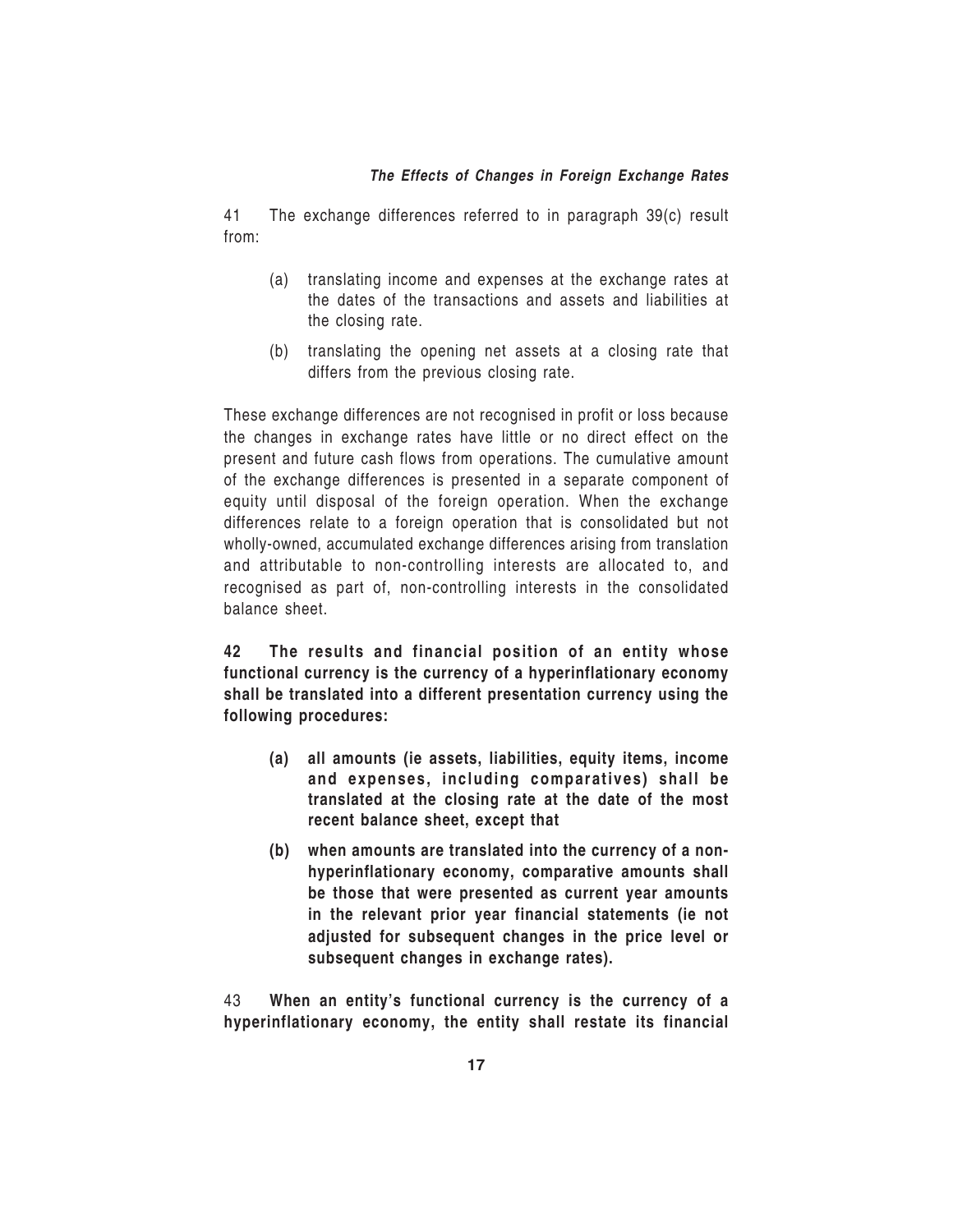41 The exchange differences referred to in paragraph 39(c) result from:

- (a) translating income and expenses at the exchange rates at the dates of the transactions and assets and liabilities at the closing rate.
- (b) translating the opening net assets at a closing rate that differs from the previous closing rate.

These exchange differences are not recognised in profit or loss because the changes in exchange rates have little or no direct effect on the present and future cash flows from operations. The cumulative amount of the exchange differences is presented in a separate component of equity until disposal of the foreign operation. When the exchange differences relate to a foreign operation that is consolidated but not wholly-owned, accumulated exchange differences arising from translation and attributable to non-controlling interests are allocated to, and recognised as part of, non-controlling interests in the consolidated balance sheet.

**42 The results and financial position of an entity whose functional currency is the currency of a hyperinflationary economy shall be translated into a different presentation currency using the following procedures:**

- **(a) all amounts (ie assets, liabilities, equity items, income and expenses, including comparatives) shall be translated at the closing rate at the date of the most recent balance sheet, except that**
- **(b) when amounts are translated into the currency of a non-hyperinflationary economy, comparative amounts shall be those that were presented as current year amounts in the relevant prior year financial statements (ie not adjusted for subsequent changes in the price level or subsequent changes in exchange rates).**

43 **When an entity's functional currency is the currency of a hyperinflationary economy, the entity shall restate its financial**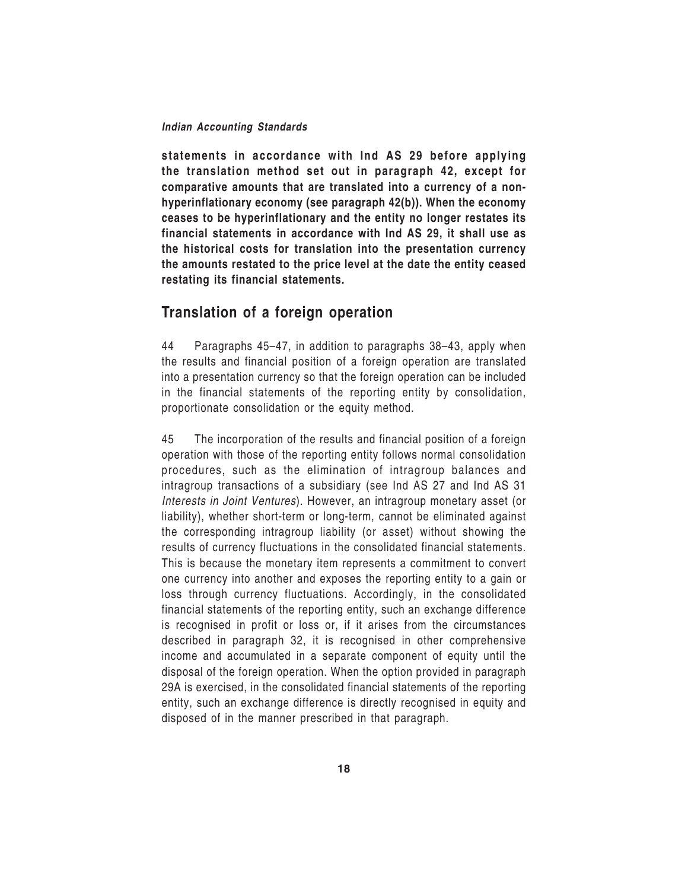**statements in accordance with Ind AS 29 before applying the translation method set out in paragraph 42, except for comparative amounts that are translated into a currency of a non-hyperinflationary economy (see paragraph 42(b)). When the economy ceases to be hyperinflationary and the entity no longer restates its financial statements in accordance with Ind AS 29, it shall use as the historical costs for translation into the presentation currency the amounts restated to the price level at the date the entity ceased restating its financial statements.**

## Translation of a foreign operation

44 Paragraphs 45–47, in addition to paragraphs 38–43, apply when the results and financial position of a foreign operation are translated into a presentation currency so that the foreign operation can be included in the financial statements of the reporting entity by consolidation, proportionate consolidation or the equity method.

45 The incorporation of the results and financial position of a foreign operation with those of the reporting entity follows normal consolidation procedures, such as the elimination of intragroup balances and intragroup transactions of a subsidiary (see Ind AS 27 and Ind AS 31 *Interests in Joint Ventures*). However, an intragroup monetary asset (or liability), whether short-term or long-term, cannot be eliminated against the corresponding intragroup liability (or asset) without showing the results of currency fluctuations in the consolidated financial statements. This is because the monetary item represents a commitment to convert one currency into another and exposes the reporting entity to a gain or loss through currency fluctuations. Accordingly, in the consolidated financial statements of the reporting entity, such an exchange difference is recognised in profit or loss or, if it arises from the circumstances described in paragraph 32, it is recognised in other comprehensive income and accumulated in a separate component of equity until the disposal of the foreign operation. When the option provided in paragraph 29A is exercised, in the consolidated financial statements of the reporting entity, such an exchange difference is directly recognised in equity and disposed of in the manner prescribed in that paragraph.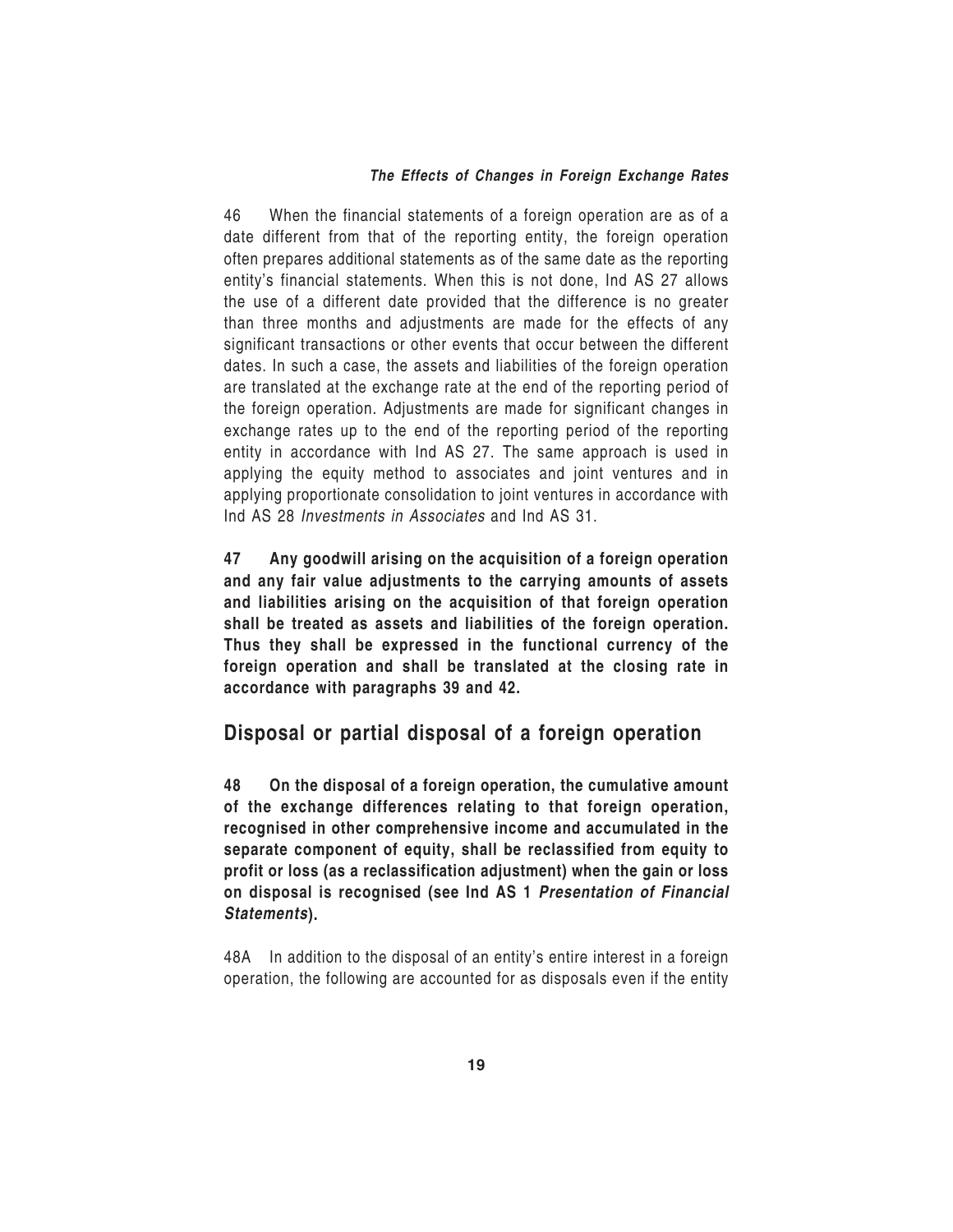46 When the financial statements of a foreign operation are as of a date different from that of the reporting entity, the foreign operation often prepares additional statements as of the same date as the reporting entity's financial statements. When this is not done, Ind AS 27 allows the use of a different date provided that the difference is no greater than three months and adjustments are made for the effects of any significant transactions or other events that occur between the different dates. In such a case, the assets and liabilities of the foreign operation are translated at the exchange rate at the end of the reporting period of the foreign operation. Adjustments are made for significant changes in exchange rates up to the end of the reporting period of the reporting entity in accordance with Ind AS 27. The same approach is used in applying the equity method to associates and joint ventures and in applying proportionate consolidation to joint ventures in accordance with Ind AS 28 *Investments in Associates* and Ind AS 31.

**47 Any goodwill arising on the acquisition of a foreign operation and any fair value adjustments to the carrying amounts of assets and liabilities arising on the acquisition of that foreign operation shall be treated as assets and liabilities of the foreign operation. Thus they shall be expressed in the functional currency of the foreign operation and shall be translated at the closing rate in accordance with paragraphs 39 and 42.**

## Disposal or partial disposal of a foreign operation

**48 On the disposal of a foreign operation, the cumulative amount of the exchange differences relating to that foreign operation, recognised in other comprehensive income and accumulated in the separate component of equity, shall be reclassified from equity to profit or loss (as a reclassification adjustment) when the gain or loss on disposal is recognised (see Ind AS 1 *Presentation of Financial Statements*).**

48A In addition to the disposal of an entity's entire interest in a foreign operation, the following are accounted for as disposals even if the entity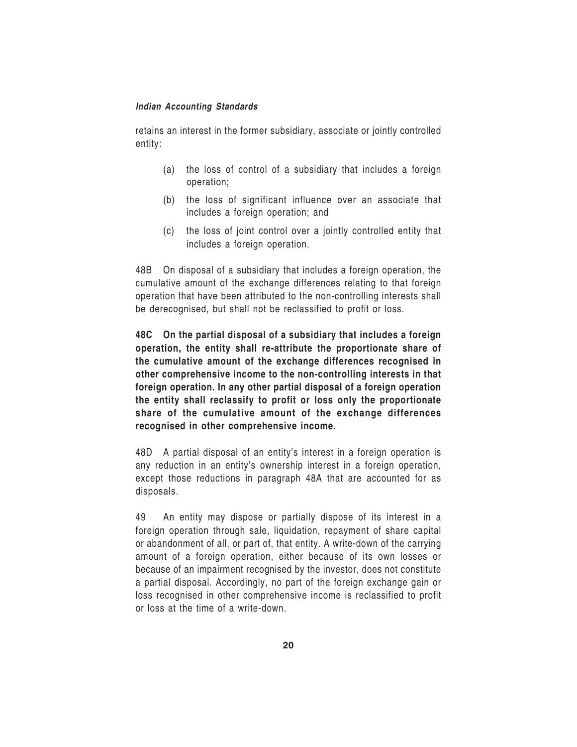retains an interest in the former subsidiary, associate or jointly controlled entity:

(a) the loss of control of a subsidiary that includes a foreign operation;

(b) the loss of significant influence over an associate that includes a foreign operation; and

(c) the loss of joint control over a jointly controlled entity that includes a foreign operation.

48B On disposal of a subsidiary that includes a foreign operation, the cumulative amount of the exchange differences relating to that foreign operation that have been attributed to the non-controlling interests shall be derecognised, but shall not be reclassified to profit or loss.

**48C On the partial disposal of a subsidiary that includes a foreign operation, the entity shall re-attribute the proportionate share of the cumulative amount of the exchange differences recognised in other comprehensive income to the non-controlling interests in that foreign operation. In any other partial disposal of a foreign operation the entity shall reclassify to profit or loss only the proportionate share of the cumulative amount of the exchange differences recognised in other comprehensive income.**

48D A partial disposal of an entity's interest in a foreign operation is any reduction in an entity's ownership interest in a foreign operation, except those reductions in paragraph 48A that are accounted for as disposals.

49 An entity may dispose or partially dispose of its interest in a foreign operation through sale, liquidation, repayment of share capital or abandonment of all, or part of, that entity. A write-down of the carrying amount of a foreign operation, either because of its own losses or because of an impairment recognised by the investor, does not constitute a partial disposal. Accordingly, no part of the foreign exchange gain or loss recognised in other comprehensive income is reclassified to profit or loss at the time of a write-down.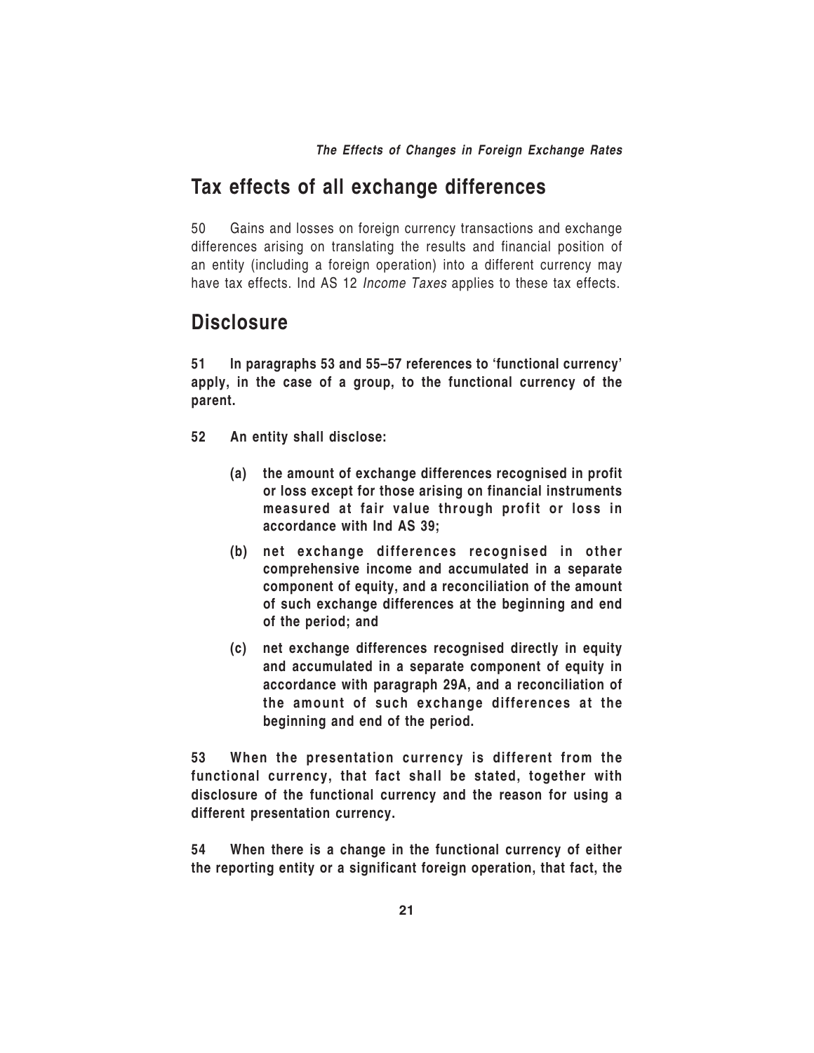## Tax effects of all exchange differences

50 Gains and losses on foreign currency transactions and exchange differences arising on translating the results and financial position of an entity (including a foreign operation) into a different currency may have tax effects. Ind AS 12 *Income Taxes* applies to these tax effects.

## Disclosure

**51 In paragraphs 53 and 55–57 references to 'functional currency' apply, in the case of a group, to the functional currency of the parent.**

**52 An entity shall disclose:**

- **(a) the amount of exchange differences recognised in profit or loss except for those arising on financial instruments measured at fair value through profit or loss in accordance with Ind AS 39;**
- **(b) net exchange differences recognised in other comprehensive income and accumulated in a separate component of equity, and a reconciliation of the amount of such exchange differences at the beginning and end of the period; and**
- **(c) net exchange differences recognised directly in equity and accumulated in a separate component of equity in accordance with paragraph 29A, and a reconciliation of the amount of such exchange differences at the beginning and end of the period.**

**53 When the presentation currency is different from the functional currency, that fact shall be stated, together with disclosure of the functional currency and the reason for using a different presentation currency.**

**54 When there is a change in the functional currency of either the reporting entity or a significant foreign operation, that fact, the**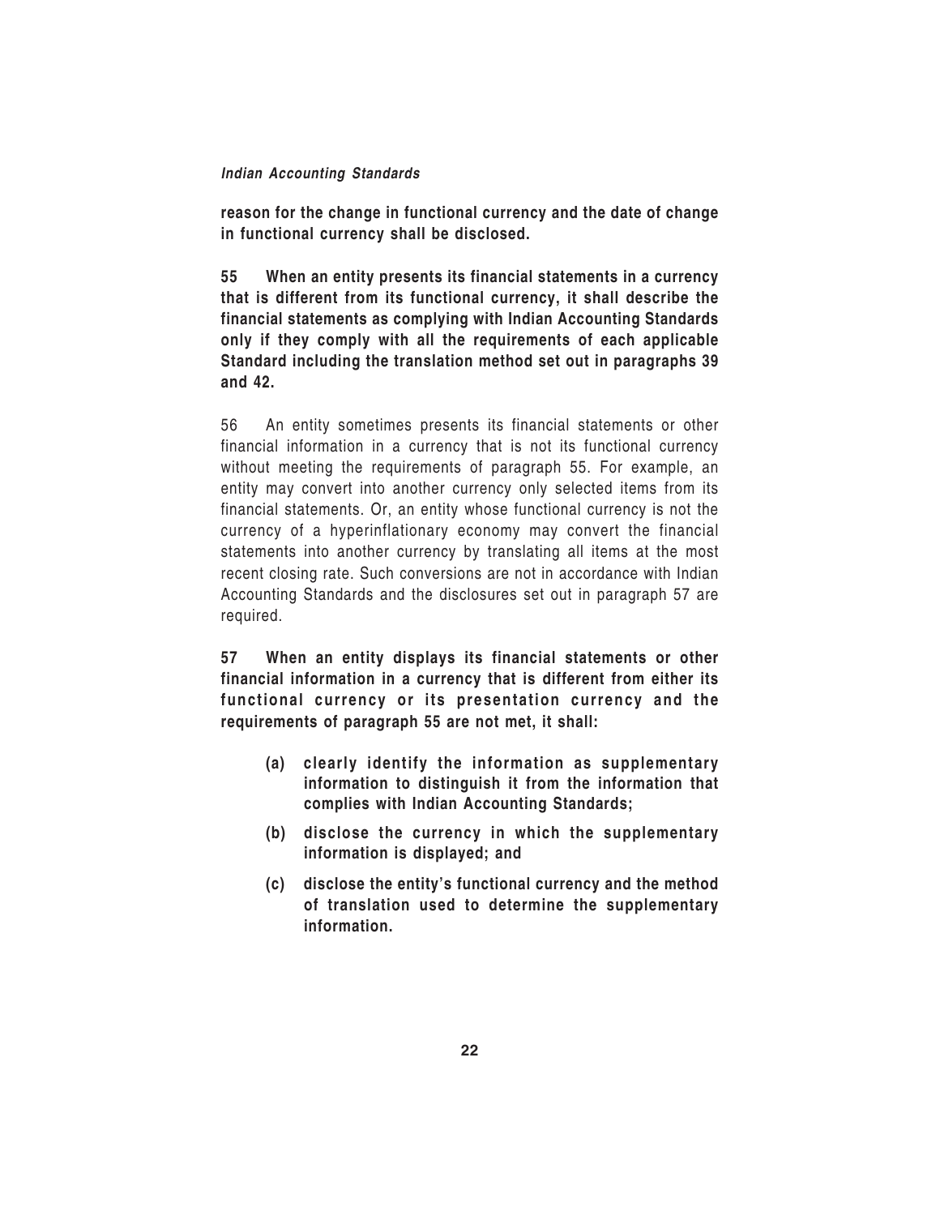**reason for the change in functional currency and the date of change in functional currency shall be disclosed.**

**55 When an entity presents its financial statements in a currency that is different from its functional currency, it shall describe the financial statements as complying with Indian Accounting Standards only if they comply with all the requirements of each applicable Standard including the translation method set out in paragraphs 39 and 42.**

56 An entity sometimes presents its financial statements or other financial information in a currency that is not its functional currency without meeting the requirements of paragraph 55. For example, an entity may convert into another currency only selected items from its financial statements. Or, an entity whose functional currency is not the currency of a hyperinflationary economy may convert the financial statements into another currency by translating all items at the most recent closing rate. Such conversions are not in accordance with Indian Accounting Standards and the disclosures set out in paragraph 57 are required.

**57 When an entity displays its financial statements or other financial information in a currency that is different from either its functional currency or its presentation currency and the requirements of paragraph 55 are not met, it shall:**

- **(a) clearly identify the information as supplementary information to distinguish it from the information that complies with Indian Accounting Standards;**
- **(b) disclose the currency in which the supplementary information is displayed; and**
- **(c) disclose the entity's functional currency and the method of translation used to determine the supplementary information.**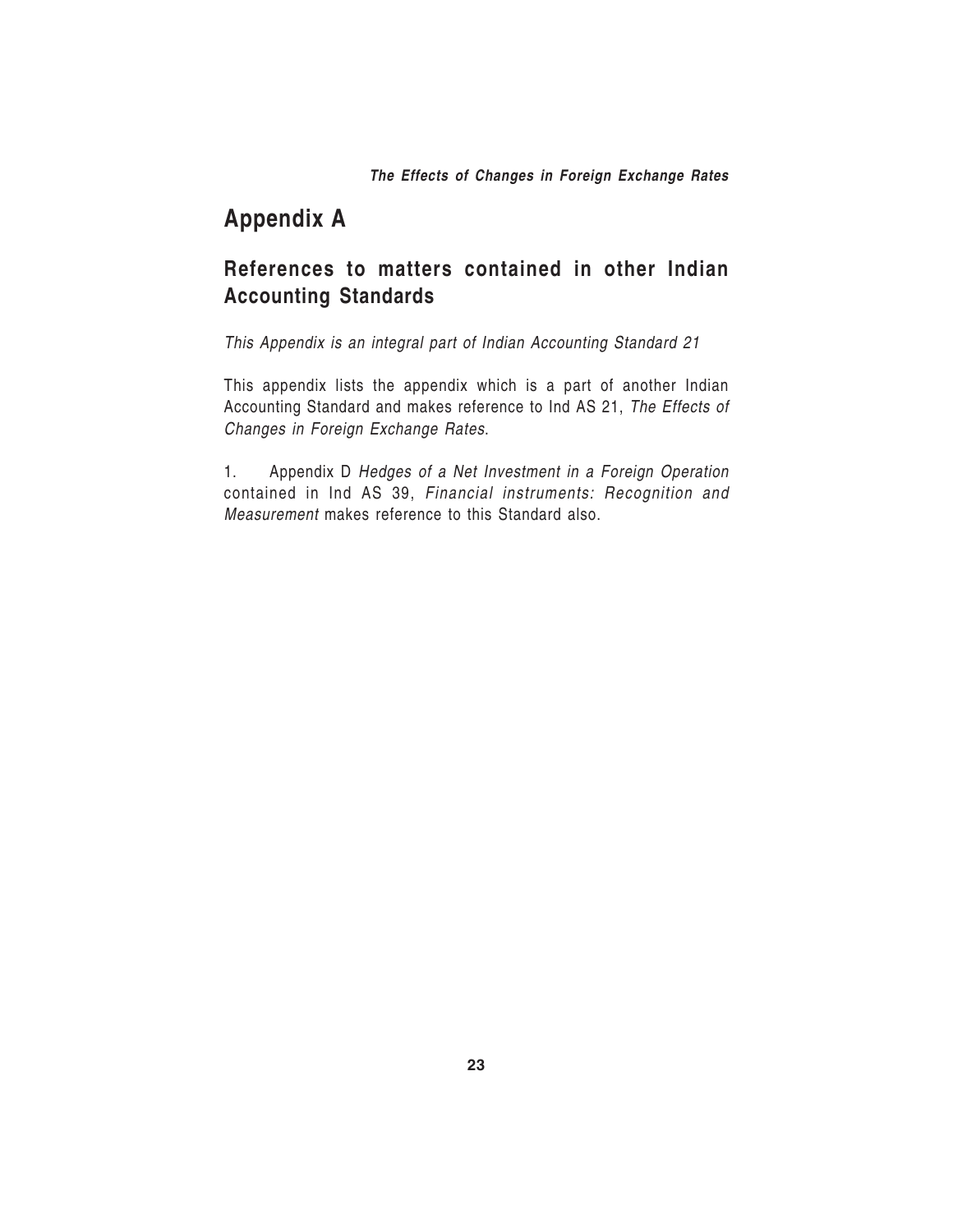# Appendix A

## References to matters contained in other Indian Accounting Standards

*This Appendix is an integral part of Indian Accounting Standard 21*

This appendix lists the appendix which is a part of another Indian Accounting Standard and makes reference to Ind AS 21, *The Effects of Changes in Foreign Exchange Rates*.

1. Appendix D *Hedges of a Net Investment in a Foreign Operation* contained in Ind AS 39, *Financial instruments: Recognition and Measurement* makes reference to this Standard also.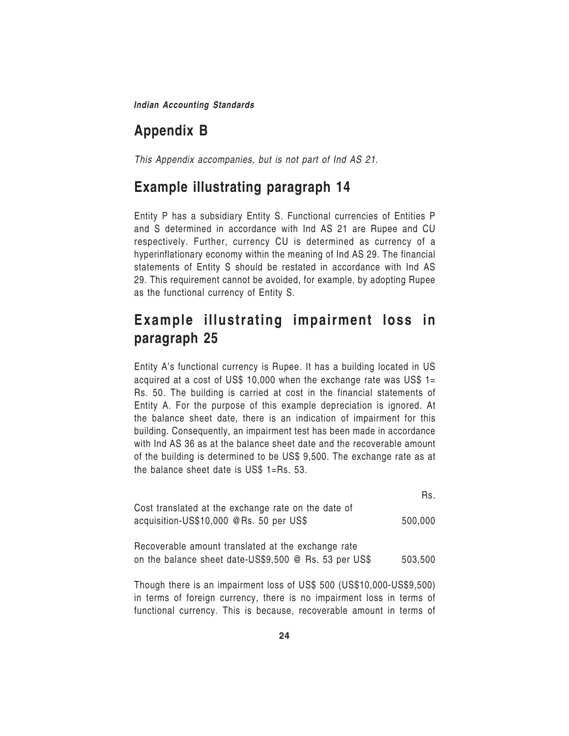## Appendix B

*This Appendix accompanies, but is not part of Ind AS 21.*

## Example illustrating paragraph 14

Entity P has a subsidiary Entity S. Functional currencies of Entities P and S determined in accordance with Ind AS 21 are Rupee and CU respectively. Further, currency CU is determined as currency of a hyperinflationary economy within the meaning of Ind AS 29. The financial statements of Entity S should be restated in accordance with Ind AS 29. This requirement cannot be avoided, for example, by adopting Rupee as the functional currency of Entity S.

## Example illustrating impairment loss in paragraph 25

Entity A's functional currency is Rupee. It has a building located in US acquired at a cost of US$ 10,000 when the exchange rate was US$ 1= Rs. 50. The building is carried at cost in the financial statements of Entity A. For the purpose of this example depreciation is ignored. At the balance sheet date, there is an indication of impairment for this building. Consequently, an impairment test has been made in accordance with Ind AS 36 as at the balance sheet date and the recoverable amount of the building is determined to be US$ 9,500. The exchange rate as at the balance sheet date is US$ 1=Rs. 53.

| | Rs. |
|---|---|
| Cost translated at the exchange rate on the date of acquisition-US$10,000 @Rs. 50 per US$ | 500,000 |
| Recoverable amount translated at the exchange rate on the balance sheet date-US$9,500 @ Rs. 53 per US$ | 503,500 |

Though there is an impairment loss of US$ 500 (US$10,000-US$9,500) in terms of foreign currency, there is no impairment loss in terms of functional currency. This is because, recoverable amount in terms of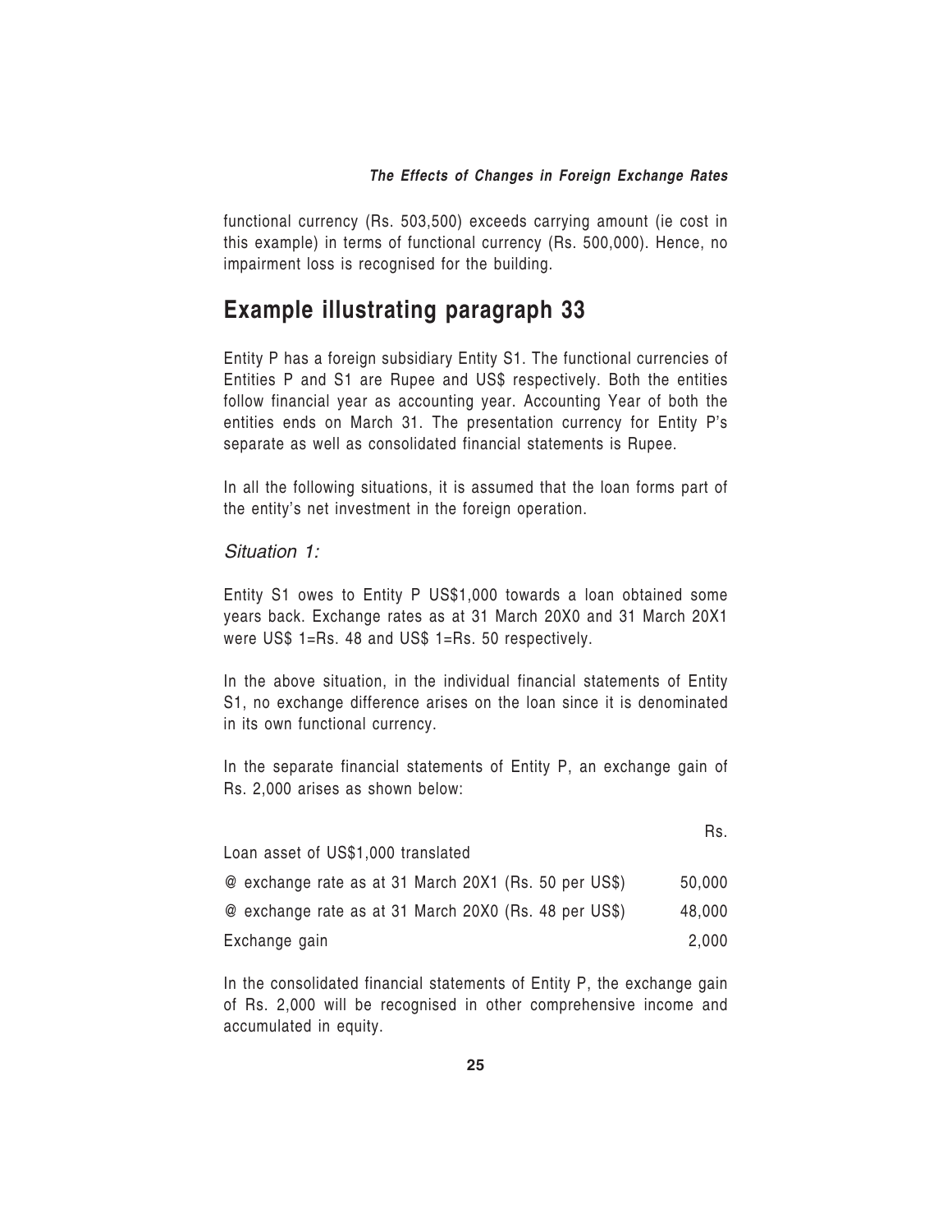functional currency (Rs. 503,500) exceeds carrying amount (ie cost in this example) in terms of functional currency (Rs. 500,000). Hence, no impairment loss is recognised for the building.

## Example illustrating paragraph 33

Entity P has a foreign subsidiary Entity S1. The functional currencies of Entities P and S1 are Rupee and US$ respectively. Both the entities follow financial year as accounting year. Accounting Year of both the entities ends on March 31. The presentation currency for Entity P's separate as well as consolidated financial statements is Rupee.

In all the following situations, it is assumed that the loan forms part of the entity's net investment in the foreign operation.

*Situation 1:*

Entity S1 owes to Entity P US$1,000 towards a loan obtained some years back. Exchange rates as at 31 March 20X0 and 31 March 20X1 were US$ 1=Rs. 48 and US$ 1=Rs. 50 respectively.

In the above situation, in the individual financial statements of Entity S1, no exchange difference arises on the loan since it is denominated in its own functional currency.

In the separate financial statements of Entity P, an exchange gain of Rs. 2,000 arises as shown below:

| | Rs. |
|---|---|
| Loan asset of US$1,000 translated | |
| @ exchange rate as at 31 March 20X1 (Rs. 50 per US$) | 50,000 |
| @ exchange rate as at 31 March 20X0 (Rs. 48 per US$) | 48,000 |
| Exchange gain | 2,000 |

In the consolidated financial statements of Entity P, the exchange gain of Rs. 2,000 will be recognised in other comprehensive income and accumulated in equity.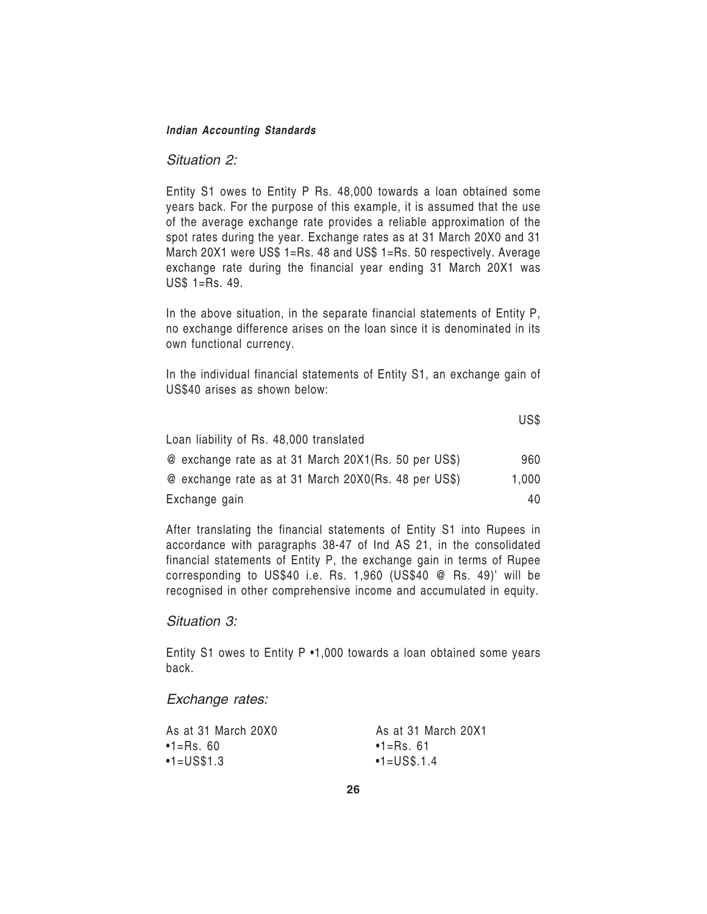*Situation 2:*

Entity S1 owes to Entity P Rs. 48,000 towards a loan obtained some years back. For the purpose of this example, it is assumed that the use of the average exchange rate provides a reliable approximation of the spot rates during the year. Exchange rates as at 31 March 20X0 and 31 March 20X1 were US$ 1=Rs. 48 and US$ 1=Rs. 50 respectively. Average exchange rate during the financial year ending 31 March 20X1 was US$ 1=Rs. 49.

In the above situation, in the separate financial statements of Entity P, no exchange difference arises on the loan since it is denominated in its own functional currency.

In the individual financial statements of Entity S1, an exchange gain of US$40 arises as shown below:

| | US$ |
|---|---|
| Loan liability of Rs. 48,000 translated | |
| @ exchange rate as at 31 March 20X1(Rs. 50 per US$) | 960 |
| @ exchange rate as at 31 March 20X0(Rs. 48 per US$) | 1,000 |
| Exchange gain | 40 |

After translating the financial statements of Entity S1 into Rupees in accordance with paragraphs 38-47 of Ind AS 21, in the consolidated financial statements of Entity P, the exchange gain in terms of Rupee corresponding to US$40 i.e. Rs. 1,960 (US$40 @ Rs. 49)' will be recognised in other comprehensive income and accumulated in equity.

*Situation 3:*

Entity S1 owes to Entity P •1,000 towards a loan obtained some years back.

*Exchange rates:*

| As at 31 March 20X0 | As at 31 March 20X1 |
|---|---|
| •1=Rs. 60 | •1=Rs. 61 |
| •1=US$1.3 | •1=US$.1.4 |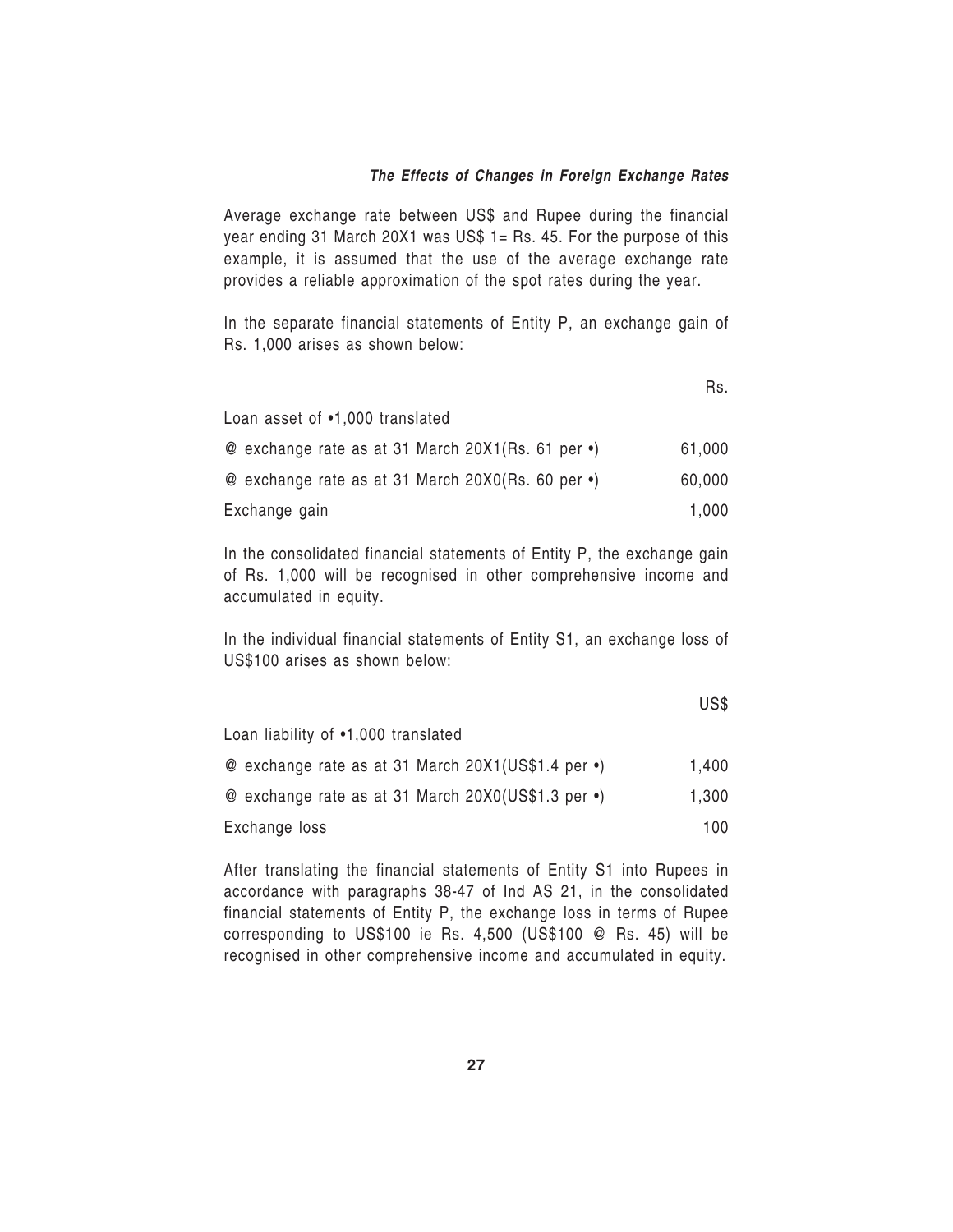Average exchange rate between US$ and Rupee during the financial year ending 31 March 20X1 was US$ 1= Rs. 45. For the purpose of this example, it is assumed that the use of the average exchange rate provides a reliable approximation of the spot rates during the year.

In the separate financial statements of Entity P, an exchange gain of Rs. 1,000 arises as shown below:

| | Rs. |
|---|---|
| Loan asset of •1,000 translated | |
| @ exchange rate as at 31 March 20X1(Rs. 61 per •) | 61,000 |
| @ exchange rate as at 31 March 20X0(Rs. 60 per •) | 60,000 |
| Exchange gain | 1,000 |

In the consolidated financial statements of Entity P, the exchange gain of Rs. 1,000 will be recognised in other comprehensive income and accumulated in equity.

In the individual financial statements of Entity S1, an exchange loss of US$100 arises as shown below:

| | US$ |
|---|---|
| Loan liability of •1,000 translated | |
| @ exchange rate as at 31 March 20X1(US$1.4 per •) | 1,400 |
| @ exchange rate as at 31 March 20X0(US$1.3 per •) | 1,300 |
| Exchange loss | 100 |

After translating the financial statements of Entity S1 into Rupees in accordance with paragraphs 38-47 of Ind AS 21, in the consolidated financial statements of Entity P, the exchange loss in terms of Rupee corresponding to US$100 ie Rs. 4,500 (US$100 @ Rs. 45) will be recognised in other comprehensive income and accumulated in equity.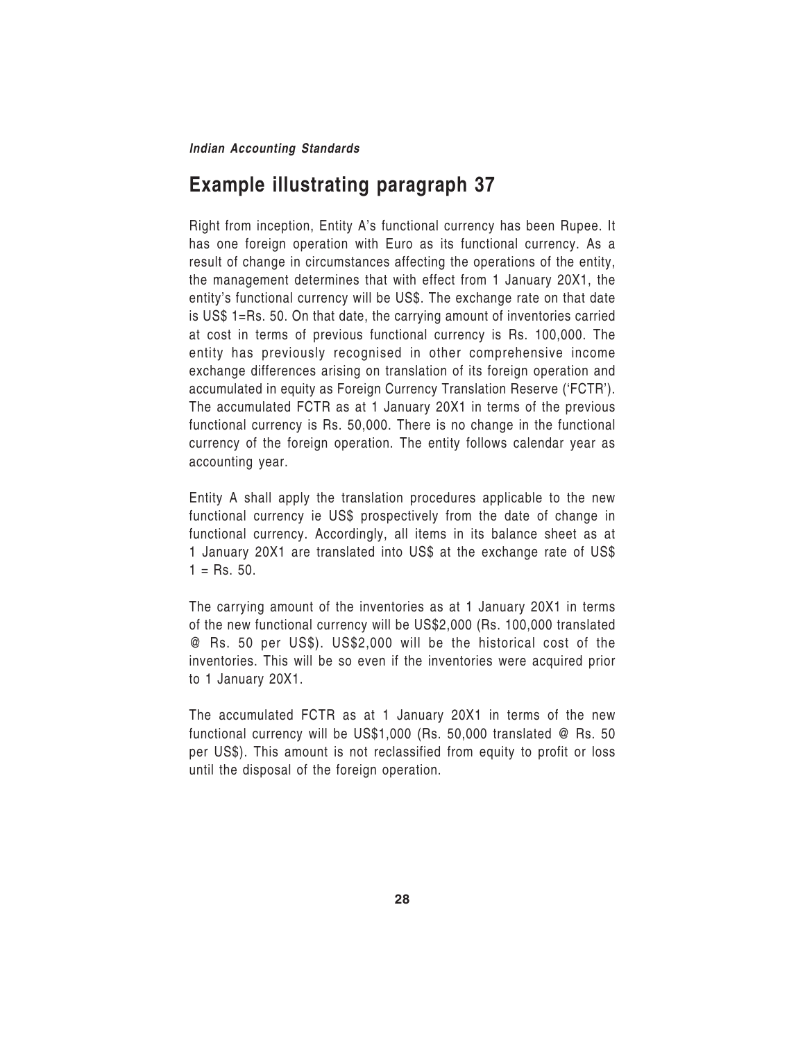## Example illustrating paragraph 37

Right from inception, Entity A's functional currency has been Rupee. It has one foreign operation with Euro as its functional currency. As a result of change in circumstances affecting the operations of the entity, the management determines that with effect from 1 January 20X1, the entity's functional currency will be US$. The exchange rate on that date is US$ 1=Rs. 50. On that date, the carrying amount of inventories carried at cost in terms of previous functional currency is Rs. 100,000. The entity has previously recognised in other comprehensive income exchange differences arising on translation of its foreign operation and accumulated in equity as Foreign Currency Translation Reserve ('FCTR'). The accumulated FCTR as at 1 January 20X1 in terms of the previous functional currency is Rs. 50,000. There is no change in the functional currency of the foreign operation. The entity follows calendar year as accounting year.

Entity A shall apply the translation procedures applicable to the new functional currency ie US$ prospectively from the date of change in functional currency. Accordingly, all items in its balance sheet as at 1 January 20X1 are translated into US$ at the exchange rate of US$ 1 = Rs. 50.

The carrying amount of the inventories as at 1 January 20X1 in terms of the new functional currency will be US$2,000 (Rs. 100,000 translated @ Rs. 50 per US$). US$2,000 will be the historical cost of the inventories. This will be so even if the inventories were acquired prior to 1 January 20X1.

The accumulated FCTR as at 1 January 20X1 in terms of the new functional currency will be US$1,000 (Rs. 50,000 translated @ Rs. 50 per US$). This amount is not reclassified from equity to profit or loss until the disposal of the foreign operation.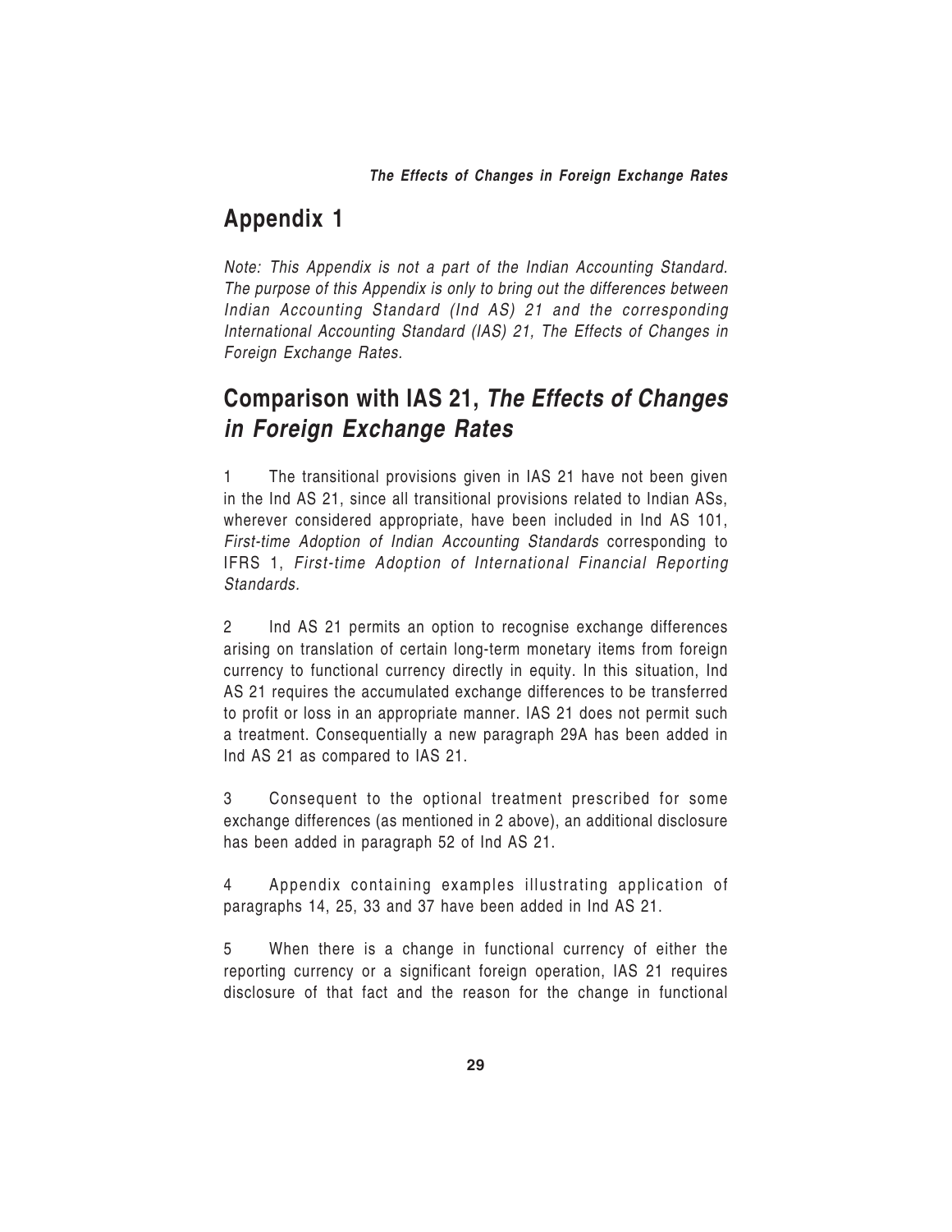## Appendix 1

*Note: This Appendix is not a part of the Indian Accounting Standard. The purpose of this Appendix is only to bring out the differences between Indian Accounting Standard (Ind AS) 21 and the corresponding International Accounting Standard (IAS) 21, The Effects of Changes in Foreign Exchange Rates.*

## Comparison with IAS 21, *The Effects of Changes in Foreign Exchange Rates*

1 The transitional provisions given in IAS 21 have not been given in the Ind AS 21, since all transitional provisions related to Indian ASs, wherever considered appropriate, have been included in Ind AS 101, *First-time Adoption of Indian Accounting Standards* corresponding to IFRS 1, *First-time Adoption of International Financial Reporting Standards.*

2 Ind AS 21 permits an option to recognise exchange differences arising on translation of certain long-term monetary items from foreign currency to functional currency directly in equity. In this situation, Ind AS 21 requires the accumulated exchange differences to be transferred to profit or loss in an appropriate manner. IAS 21 does not permit such a treatment. Consequentially a new paragraph 29A has been added in Ind AS 21 as compared to IAS 21.

3 Consequent to the optional treatment prescribed for some exchange differences (as mentioned in 2 above), an additional disclosure has been added in paragraph 52 of Ind AS 21.

4 Appendix containing examples illustrating application of paragraphs 14, 25, 33 and 37 have been added in Ind AS 21.

5 When there is a change in functional currency of either the reporting currency or a significant foreign operation, IAS 21 requires disclosure of that fact and the reason for the change in functional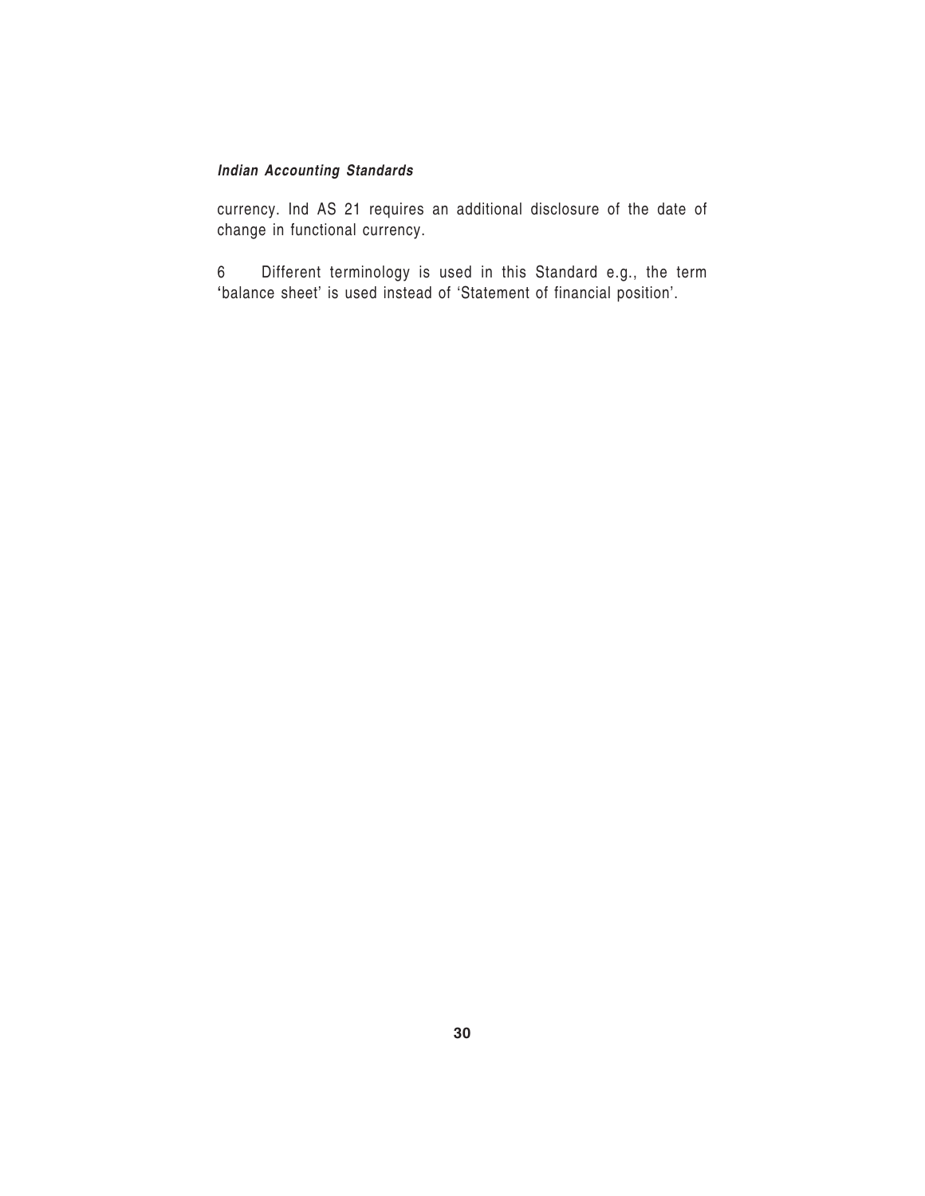currency. Ind AS 21 requires an additional disclosure of the date of change in functional currency.

6 Different terminology is used in this Standard e.g., the term 'balance sheet' is used instead of 'Statement of financial position'.